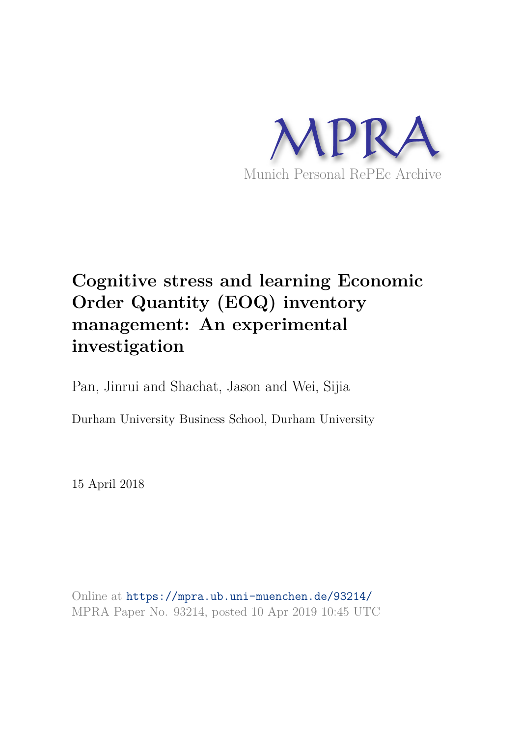MPRA

Munich Personal RePEc Archive

# Cognitive stress and learning Economic Order Quantity (EOQ) inventory management: An experimental investigation

Pan, Jinrui and Shachat, Jason and Wei, Sijia

Durham University Business School, Durham University

15 April 2018

Online at https://mpra.ub.uni-muenchen.de/93214/
MPRA Paper No. 93214, posted 10 Apr 2019 10:45 UTC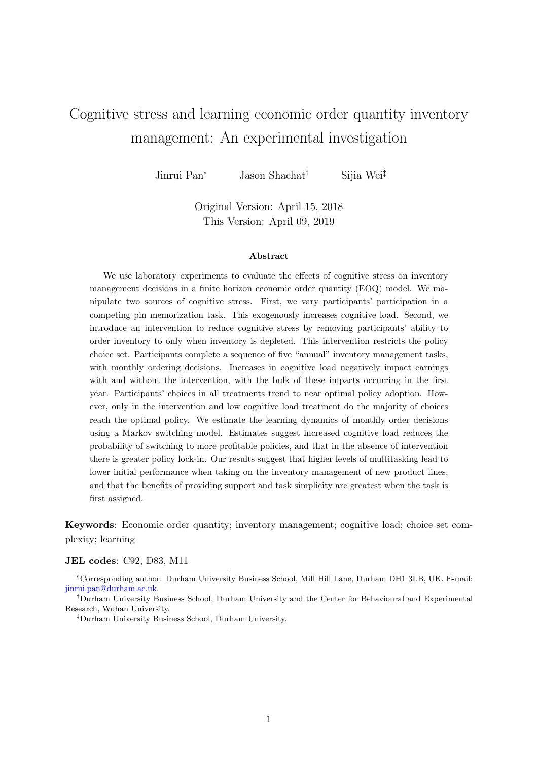# Cognitive stress and learning economic order quantity inventory management: An experimental investigation

Jinrui Pan[*] Jason Shachat[†] Sijia Wei[‡]

Original Version: April 15, 2018
This Version: April 09, 2019

**Abstract**

We use laboratory experiments to evaluate the effects of cognitive stress on inventory management decisions in a finite horizon economic order quantity (EOQ) model. We manipulate two sources of cognitive stress. First, we vary participants' participation in a competing pin memorization task. This exogenously increases cognitive load. Second, we introduce an intervention to reduce cognitive stress by removing participants' ability to order inventory to only when inventory is depleted. This intervention restricts the policy choice set. Participants complete a sequence of five "annual" inventory management tasks, with monthly ordering decisions. Increases in cognitive load negatively impact earnings with and without the intervention, with the bulk of these impacts occurring in the first year. Participants' choices in all treatments trend to near optimal policy adoption. However, only in the intervention and low cognitive load treatment do the majority of choices reach the optimal policy. We estimate the learning dynamics of monthly order decisions using a Markov switching model. Estimates suggest increased cognitive load reduces the probability of switching to more profitable policies, and that in the absence of intervention there is greater policy lock-in. Our results suggest that higher levels of multitasking lead to lower initial performance when taking on the inventory management of new product lines, and that the benefits of providing support and task simplicity are greatest when the task is first assigned.

**Keywords**: Economic order quantity; inventory management; cognitive load; choice set complexity; learning

**JEL codes**: C92, D83, M11

---

[*] Corresponding author. Durham University Business School, Mill Hill Lane, Durham DH1 3LB, UK. E-mail: jinrui.pan@durham.ac.uk.

[†] Durham University Business School, Durham University and the Center for Behavioural and Experimental Research, Wuhan University.

[‡] Durham University Business School, Durham University.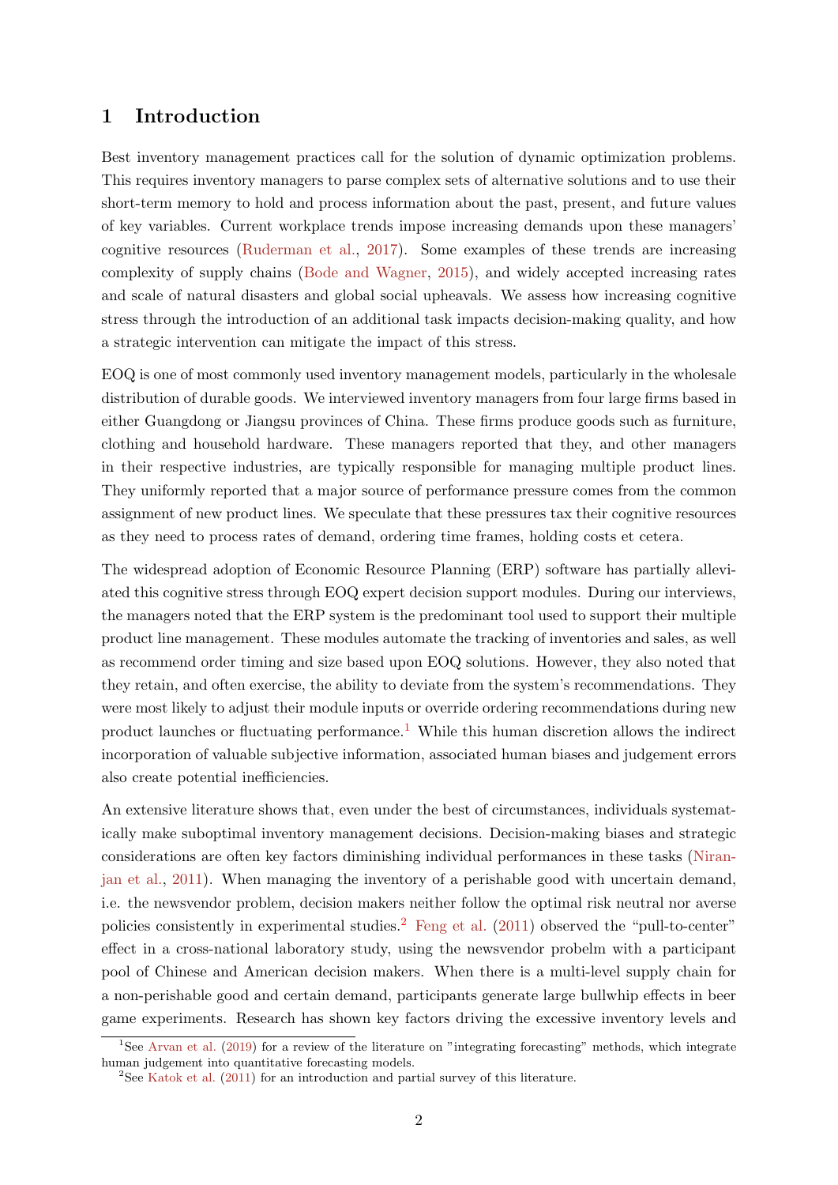## 1 Introduction

Best inventory management practices call for the solution of dynamic optimization problems. This requires inventory managers to parse complex sets of alternative solutions and to use their short-term memory to hold and process information about the past, present, and future values of key variables. Current workplace trends impose increasing demands upon these managers' cognitive resources (Ruderman et al., 2017). Some examples of these trends are increasing complexity of supply chains (Bode and Wagner, 2015), and widely accepted increasing rates and scale of natural disasters and global social upheavals. We assess how increasing cognitive stress through the introduction of an additional task impacts decision-making quality, and how a strategic intervention can mitigate the impact of this stress.

EOQ is one of most commonly used inventory management models, particularly in the wholesale distribution of durable goods. We interviewed inventory managers from four large firms based in either Guangdong or Jiangsu provinces of China. These firms produce goods such as furniture, clothing and household hardware. These managers reported that they, and other managers in their respective industries, are typically responsible for managing multiple product lines. They uniformly reported that a major source of performance pressure comes from the common assignment of new product lines. We speculate that these pressures tax their cognitive resources as they need to process rates of demand, ordering time frames, holding costs et cetera.

The widespread adoption of Economic Resource Planning (ERP) software has partially alleviated this cognitive stress through EOQ expert decision support modules. During our interviews, the managers noted that the ERP system is the predominant tool used to support their multiple product line management. These modules automate the tracking of inventories and sales, as well as recommend order timing and size based upon EOQ solutions. However, they also noted that they retain, and often exercise, the ability to deviate from the system's recommendations. They were most likely to adjust their module inputs or override ordering recommendations during new product launches or fluctuating performance.[1] While this human discretion allows the indirect incorporation of valuable subjective information, associated human biases and judgement errors also create potential inefficiencies.

An extensive literature shows that, even under the best of circumstances, individuals systematically make suboptimal inventory management decisions. Decision-making biases and strategic considerations are often key factors diminishing individual performances in these tasks (Niranjan et al., 2011). When managing the inventory of a perishable good with uncertain demand, i.e. the newsvendor problem, decision makers neither follow the optimal risk neutral nor averse policies consistently in experimental studies.[2] Feng et al. (2011) observed the "pull-to-center" effect in a cross-national laboratory study, using the newsvendor probelm with a participant pool of Chinese and American decision makers. When there is a multi-level supply chain for a non-perishable good and certain demand, participants generate large bullwhip effects in beer game experiments. Research has shown key factors driving the excessive inventory levels and

[1] See Arvan et al. (2019) for a review of the literature on "integrating forecasting" methods, which integrate human judgement into quantitative forecasting models.

[2] See Katok et al. (2011) for an introduction and partial survey of this literature.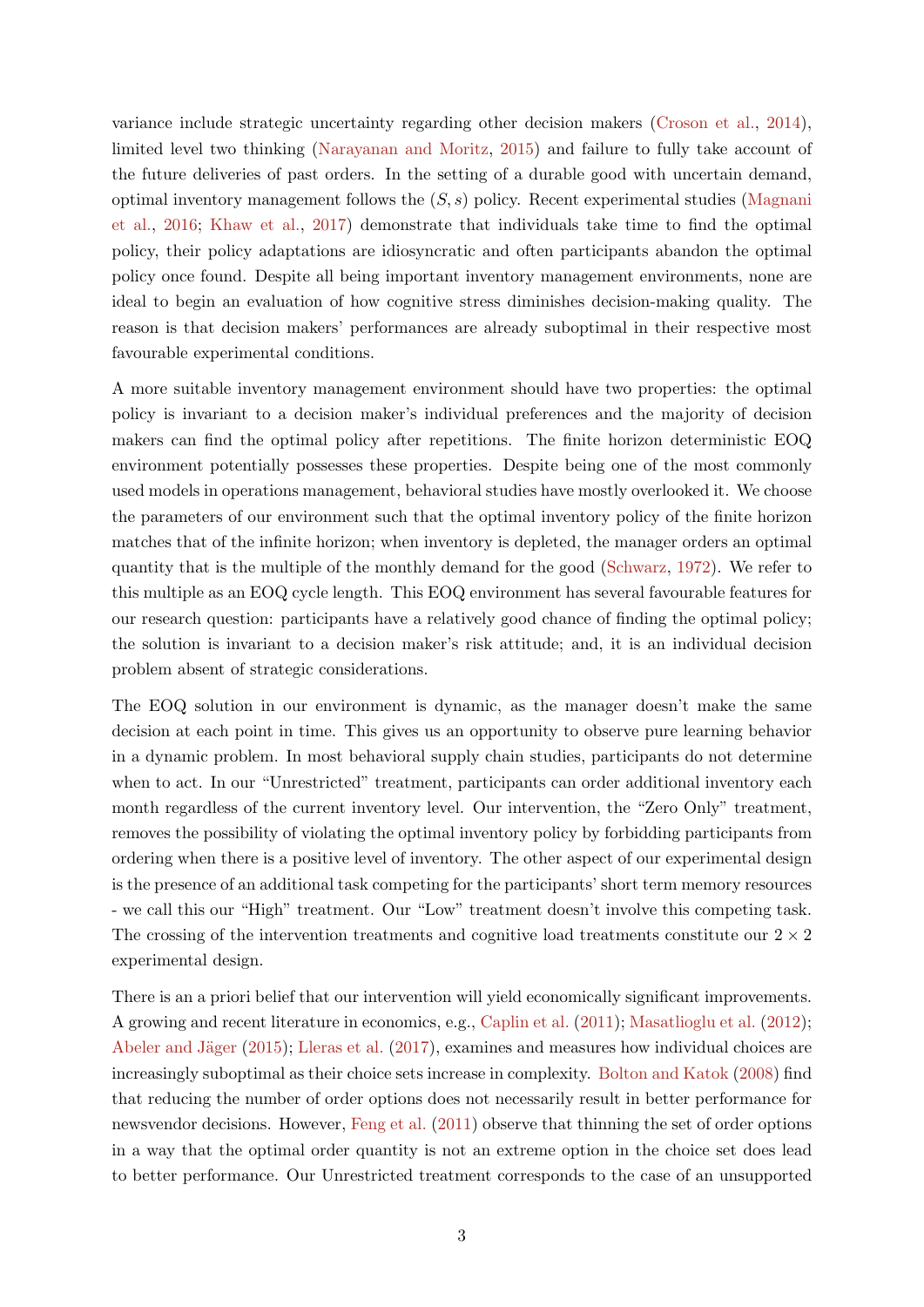variance include strategic uncertainty regarding other decision makers (Croson et al., 2014), limited level two thinking (Narayanan and Moritz, 2015) and failure to fully take account of the future deliveries of past orders. In the setting of a durable good with uncertain demand, optimal inventory management follows the $(S, s)$ policy. Recent experimental studies (Magnani et al., 2016; Khaw et al., 2017) demonstrate that individuals take time to find the optimal policy, their policy adaptations are idiosyncratic and often participants abandon the optimal policy once found. Despite all being important inventory management environments, none are ideal to begin an evaluation of how cognitive stress diminishes decision-making quality. The reason is that decision makers' performances are already suboptimal in their respective most favourable experimental conditions.

A more suitable inventory management environment should have two properties: the optimal policy is invariant to a decision maker's individual preferences and the majority of decision makers can find the optimal policy after repetitions. The finite horizon deterministic EOQ environment potentially possesses these properties. Despite being one of the most commonly used models in operations management, behavioral studies have mostly overlooked it. We choose the parameters of our environment such that the optimal inventory policy of the finite horizon matches that of the infinite horizon; when inventory is depleted, the manager orders an optimal quantity that is the multiple of the monthly demand for the good (Schwarz, 1972). We refer to this multiple as an EOQ cycle length. This EOQ environment has several favourable features for our research question: participants have a relatively good chance of finding the optimal policy; the solution is invariant to a decision maker's risk attitude; and, it is an individual decision problem absent of strategic considerations.

The EOQ solution in our environment is dynamic, as the manager doesn't make the same decision at each point in time. This gives us an opportunity to observe pure learning behavior in a dynamic problem. In most behavioral supply chain studies, participants do not determine when to act. In our "Unrestricted" treatment, participants can order additional inventory each month regardless of the current inventory level. Our intervention, the "Zero Only" treatment, removes the possibility of violating the optimal inventory policy by forbidding participants from ordering when there is a positive level of inventory. The other aspect of our experimental design is the presence of an additional task competing for the participants' short term memory resources - we call this our "High" treatment. Our "Low" treatment doesn't involve this competing task. The crossing of the intervention treatments and cognitive load treatments constitute our $2 \times 2$ experimental design.

There is an a priori belief that our intervention will yield economically significant improvements. A growing and recent literature in economics, e.g., Caplin et al. (2011); Masatlioglu et al. (2012); Abeler and Jäger (2015); Lleras et al. (2017), examines and measures how individual choices are increasingly suboptimal as their choice sets increase in complexity. Bolton and Katok (2008) find that reducing the number of order options does not necessarily result in better performance for newsvendor decisions. However, Feng et al. (2011) observe that thinning the set of order options in a way that the optimal order quantity is not an extreme option in the choice set does lead to better performance. Our Unrestricted treatment corresponds to the case of an unsupported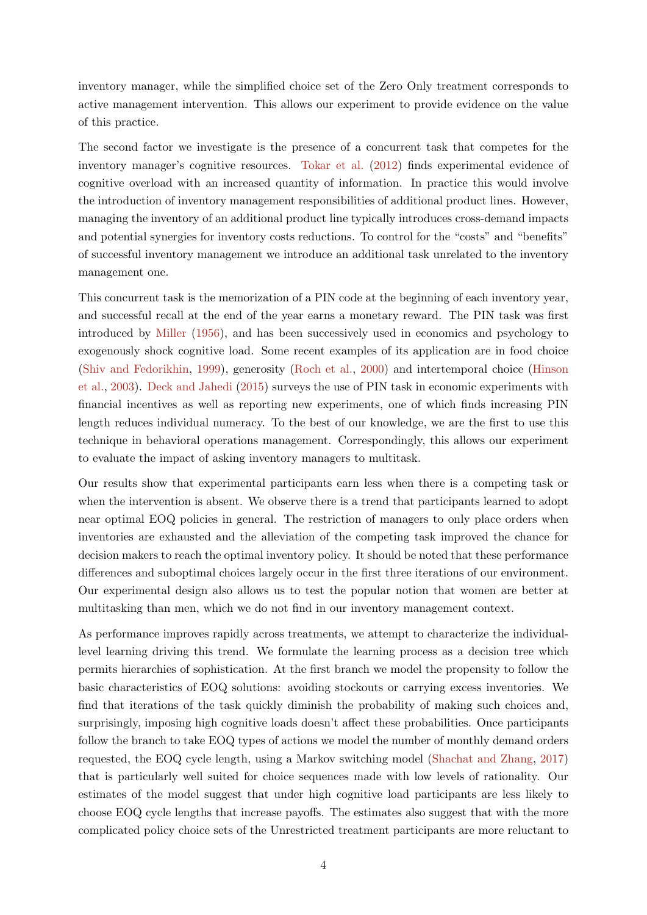inventory manager, while the simplified choice set of the Zero Only treatment corresponds to active management intervention. This allows our experiment to provide evidence on the value of this practice.

The second factor we investigate is the presence of a concurrent task that competes for the inventory manager's cognitive resources. Tokar et al. (2012) finds experimental evidence of cognitive overload with an increased quantity of information. In practice this would involve the introduction of inventory management responsibilities of additional product lines. However, managing the inventory of an additional product line typically introduces cross-demand impacts and potential synergies for inventory costs reductions. To control for the "costs" and "benefits" of successful inventory management we introduce an additional task unrelated to the inventory management one.

This concurrent task is the memorization of a PIN code at the beginning of each inventory year, and successful recall at the end of the year earns a monetary reward. The PIN task was first introduced by Miller (1956), and has been successively used in economics and psychology to exogenously shock cognitive load. Some recent examples of its application are in food choice (Shiv and Fedorikhin, 1999), generosity (Roch et al., 2000) and intertemporal choice (Hinson et al., 2003). Deck and Jahedi (2015) surveys the use of PIN task in economic experiments with financial incentives as well as reporting new experiments, one of which finds increasing PIN length reduces individual numeracy. To the best of our knowledge, we are the first to use this technique in behavioral operations management. Correspondingly, this allows our experiment to evaluate the impact of asking inventory managers to multitask.

Our results show that experimental participants earn less when there is a competing task or when the intervention is absent. We observe there is a trend that participants learned to adopt near optimal EOQ policies in general. The restriction of managers to only place orders when inventories are exhausted and the alleviation of the competing task improved the chance for decision makers to reach the optimal inventory policy. It should be noted that these performance differences and suboptimal choices largely occur in the first three iterations of our environment. Our experimental design also allows us to test the popular notion that women are better at multitasking than men, which we do not find in our inventory management context.

As performance improves rapidly across treatments, we attempt to characterize the individual-level learning driving this trend. We formulate the learning process as a decision tree which permits hierarchies of sophistication. At the first branch we model the propensity to follow the basic characteristics of EOQ solutions: avoiding stockouts or carrying excess inventories. We find that iterations of the task quickly diminish the probability of making such choices and, surprisingly, imposing high cognitive loads doesn't affect these probabilities. Once participants follow the branch to take EOQ types of actions we model the number of monthly demand orders requested, the EOQ cycle length, using a Markov switching model (Shachat and Zhang, 2017) that is particularly well suited for choice sequences made with low levels of rationality. Our estimates of the model suggest that under high cognitive load participants are less likely to choose EOQ cycle lengths that increase payoffs. The estimates also suggest that with the more complicated policy choice sets of the Unrestricted treatment participants are more reluctant to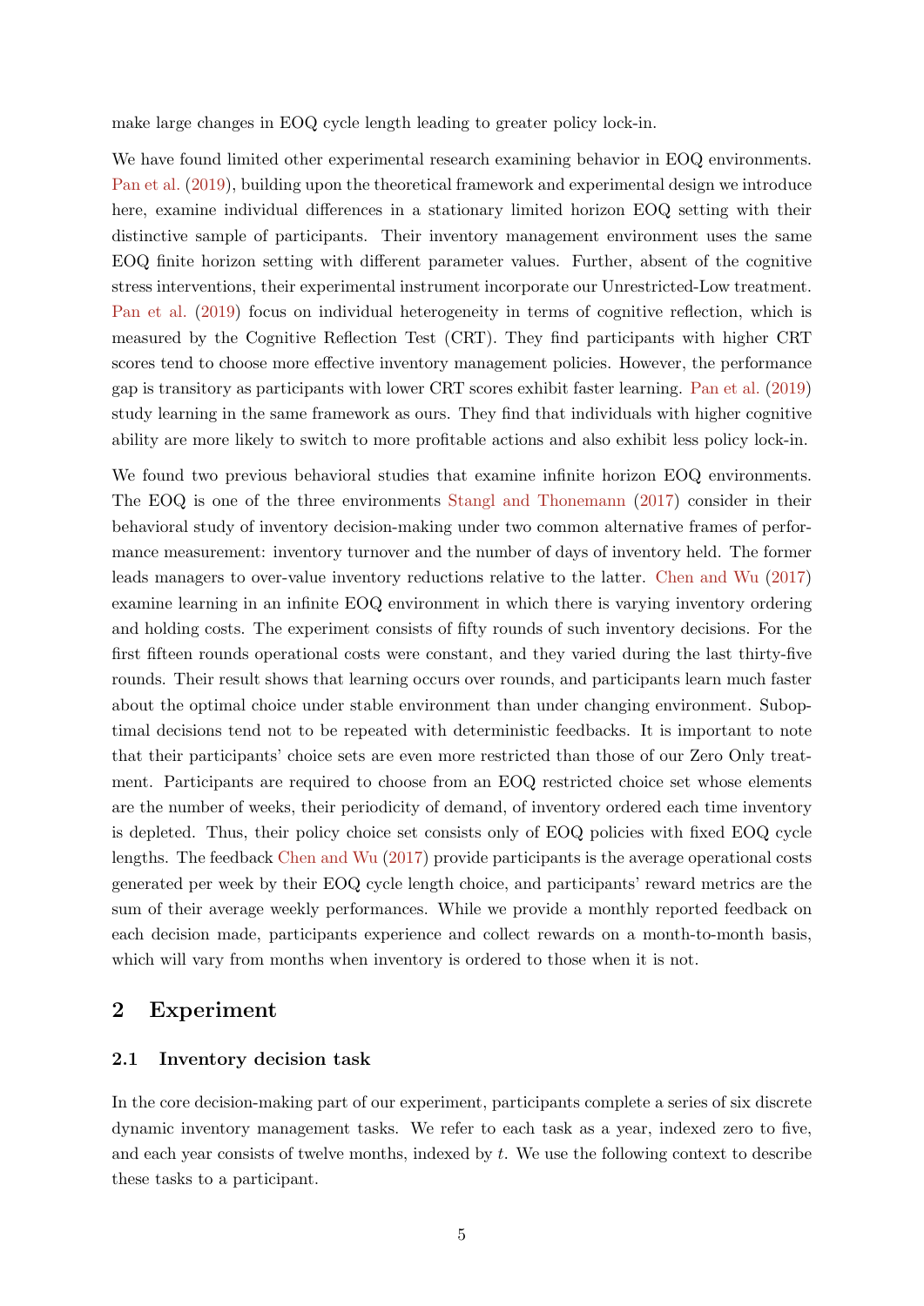make large changes in EOQ cycle length leading to greater policy lock-in.

We have found limited other experimental research examining behavior in EOQ environments. Pan et al. (2019), building upon the theoretical framework and experimental design we introduce here, examine individual differences in a stationary limited horizon EOQ setting with their distinctive sample of participants. Their inventory management environment uses the same EOQ finite horizon setting with different parameter values. Further, absent of the cognitive stress interventions, their experimental instrument incorporate our Unrestricted-Low treatment. Pan et al. (2019) focus on individual heterogeneity in terms of cognitive reflection, which is measured by the Cognitive Reflection Test (CRT). They find participants with higher CRT scores tend to choose more effective inventory management policies. However, the performance gap is transitory as participants with lower CRT scores exhibit faster learning. Pan et al. (2019) study learning in the same framework as ours. They find that individuals with higher cognitive ability are more likely to switch to more profitable actions and also exhibit less policy lock-in.

We found two previous behavioral studies that examine infinite horizon EOQ environments. The EOQ is one of the three environments Stangl and Thonemann (2017) consider in their behavioral study of inventory decision-making under two common alternative frames of performance measurement: inventory turnover and the number of days of inventory held. The former leads managers to over-value inventory reductions relative to the latter. Chen and Wu (2017) examine learning in an infinite EOQ environment in which there is varying inventory ordering and holding costs. The experiment consists of fifty rounds of such inventory decisions. For the first fifteen rounds operational costs were constant, and they varied during the last thirty-five rounds. Their result shows that learning occurs over rounds, and participants learn much faster about the optimal choice under stable environment than under changing environment. Suboptimal decisions tend not to be repeated with deterministic feedbacks. It is important to note that their participants' choice sets are even more restricted than those of our Zero Only treatment. Participants are required to choose from an EOQ restricted choice set whose elements are the number of weeks, their periodicity of demand, of inventory ordered each time inventory is depleted. Thus, their policy choice set consists only of EOQ policies with fixed EOQ cycle lengths. The feedback Chen and Wu (2017) provide participants is the average operational costs generated per week by their EOQ cycle length choice, and participants' reward metrics are the sum of their average weekly performances. While we provide a monthly reported feedback on each decision made, participants experience and collect rewards on a month-to-month basis, which will vary from months when inventory is ordered to those when it is not.

## 2 Experiment

### 2.1 Inventory decision task

In the core decision-making part of our experiment, participants complete a series of six discrete dynamic inventory management tasks. We refer to each task as a year, indexed zero to five, and each year consists of twelve months, indexed by $t$. We use the following context to describe these tasks to a participant.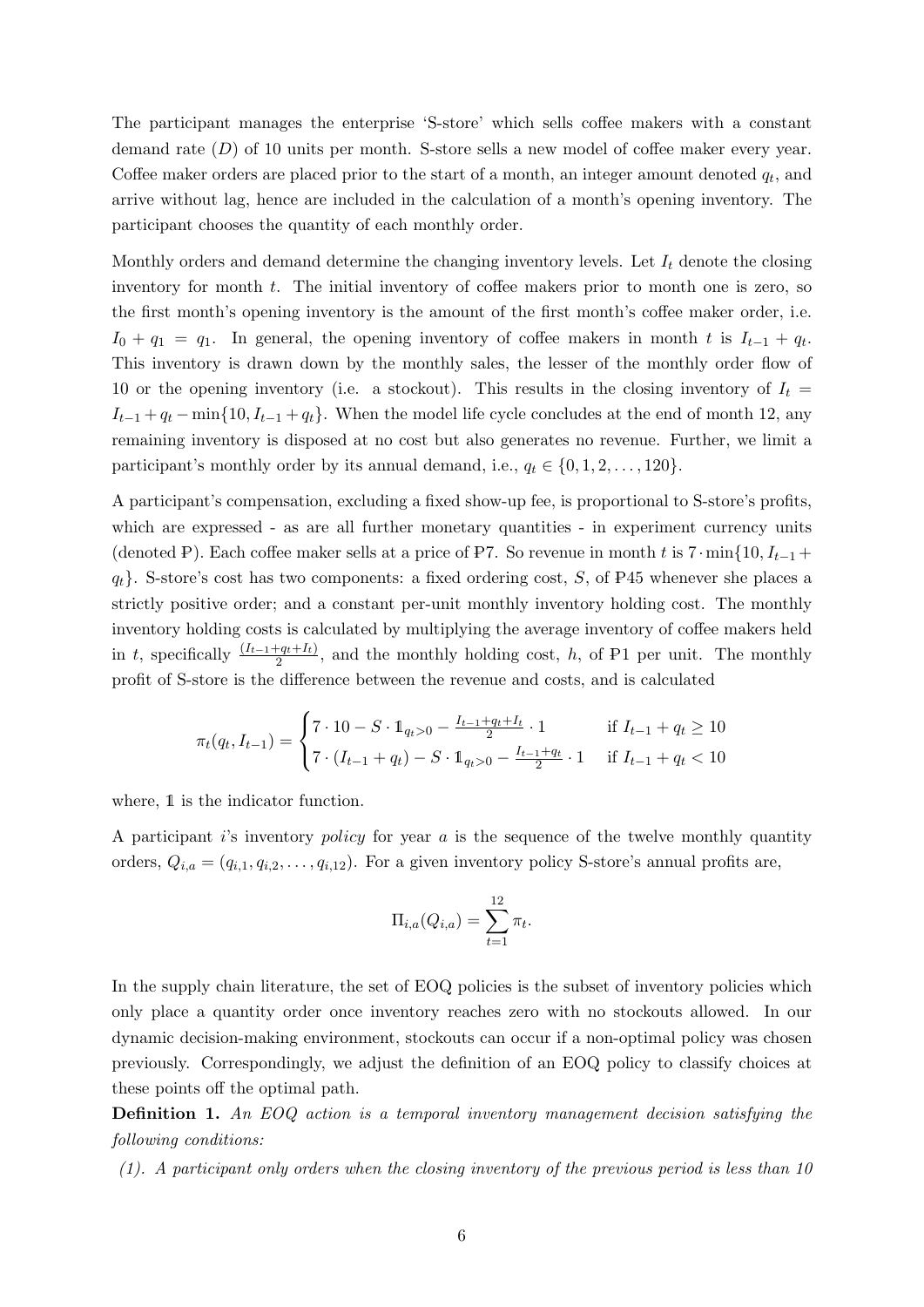The participant manages the enterprise 'S-store' which sells coffee makers with a constant demand rate ($D$) of 10 units per month. S-store sells a new model of coffee maker every year. Coffee maker orders are placed prior to the start of a month, an integer amount denoted $q_t$, and arrive without lag, hence are included in the calculation of a month's opening inventory. The participant chooses the quantity of each monthly order.

Monthly orders and demand determine the changing inventory levels. Let $I_t$ denote the closing inventory for month $t$. The initial inventory of coffee makers prior to month one is zero, so the first month's opening inventory is the amount of the first month's coffee maker order, i.e. $I_0 + q_1 = q_1$. In general, the opening inventory of coffee makers in month $t$ is $I_{t-1} + q_t$. This inventory is drawn down by the monthly sales, the lesser of the monthly order flow of 10 or the opening inventory (i.e. a stockout). This results in the closing inventory of $I_t = I_{t-1} + q_t - \min\{10, I_{t-1} + q_t\}$. When the model life cycle concludes at the end of month 12, any remaining inventory is disposed at no cost but also generates no revenue. Further, we limit a participant's monthly order by its annual demand, i.e., $q_t \in \{0, 1, 2, \ldots, 120\}$.

A participant's compensation, excluding a fixed show-up fee, is proportional to S-store's profits, which are expressed - as are all further monetary quantities - in experiment currency units (denoted ₱). Each coffee maker sells at a price of ₱7. So revenue in month $t$ is $7 \cdot \min\{10, I_{t-1} + q_t\}$. S-store's cost has two components: a fixed ordering cost, $S$, of ₱45 whenever she places a strictly positive order; and a constant per-unit monthly inventory holding cost. The monthly inventory holding costs is calculated by multiplying the average inventory of coffee makers held in $t$, specifically $\frac{(I_{t-1}+q_t+I_t)}{2}$, and the monthly holding cost, $h$, of ₱1 per unit. The monthly profit of S-store is the difference between the revenue and costs, and is calculated

$$\pi_t(q_t, I_{t-1}) = \begin{cases} 7 \cdot 10 - S \cdot \mathbb{1}_{q_t > 0} - \frac{I_{t-1}+q_t+I_t}{2} \cdot 1 & \text{if } I_{t-1} + q_t \geq 10 \\ 7 \cdot (I_{t-1} + q_t) - S \cdot \mathbb{1}_{q_t > 0} - \frac{I_{t-1}+q_t}{2} \cdot 1 & \text{if } I_{t-1} + q_t < 10 \end{cases}$$

where, $\mathbb{1}$ is the indicator function.

A participant $i$'s inventory *policy* for year $a$ is the sequence of the twelve monthly quantity orders, $Q_{i,a} = (q_{i,1}, q_{i,2}, \ldots, q_{i,12})$. For a given inventory policy S-store's annual profits are,

$$\Pi_{i,a}(Q_{i,a}) = \sum_{t=1}^{12} \pi_t.$$

In the supply chain literature, the set of EOQ policies is the subset of inventory policies which only place a quantity order once inventory reaches zero with no stockouts allowed. In our dynamic decision-making environment, stockouts can occur if a non-optimal policy was chosen previously. Correspondingly, we adjust the definition of an EOQ policy to classify choices at these points off the optimal path.

**Definition 1.** *An EOQ action is a temporal inventory management decision satisfying the following conditions:*

*(1). A participant only orders when the closing inventory of the previous period is less than 10*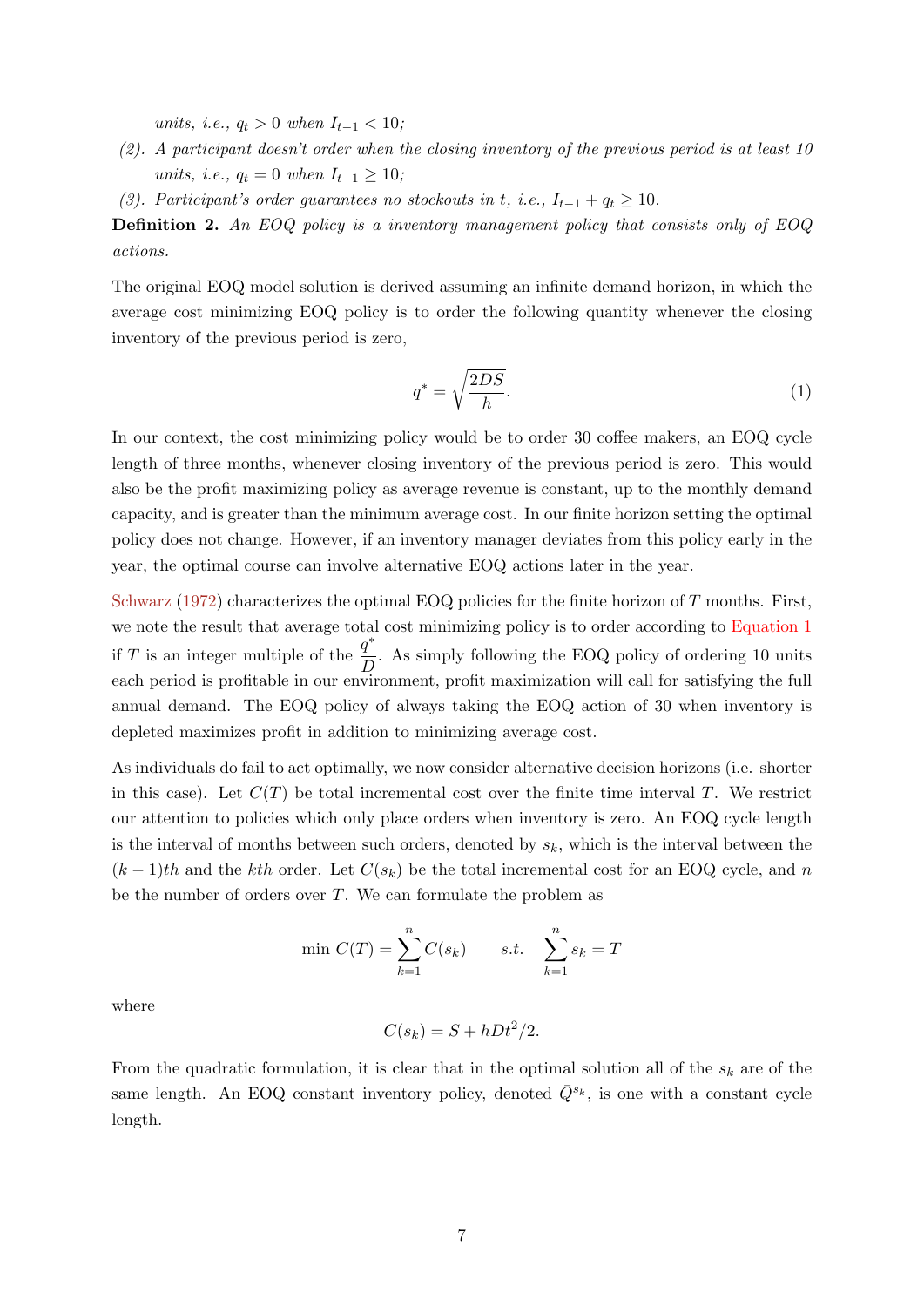*units, i.e., $q_t > 0$ when $I_{t-1} < 10$;*

*(2). A participant doesn't order when the closing inventory of the previous period is at least 10 units, i.e., $q_t = 0$ when $I_{t-1} \geq 10$;*

*(3). Participant's order guarantees no stockouts in t, i.e., $I_{t-1} + q_t \geq 10$.*

**Definition 2.** *An EOQ policy is a inventory management policy that consists only of EOQ actions.*

The original EOQ model solution is derived assuming an infinite demand horizon, in which the average cost minimizing EOQ policy is to order the following quantity whenever the closing inventory of the previous period is zero,

$$q^* = \sqrt{\frac{2DS}{h}}. \tag{1}$$

In our context, the cost minimizing policy would be to order 30 coffee makers, an EOQ cycle length of three months, whenever closing inventory of the previous period is zero. This would also be the profit maximizing policy as average revenue is constant, up to the monthly demand capacity, and is greater than the minimum average cost. In our finite horizon setting the optimal policy does not change. However, if an inventory manager deviates from this policy early in the year, the optimal course can involve alternative EOQ actions later in the year.

Schwarz (1972) characterizes the optimal EOQ policies for the finite horizon of $T$ months. First, we note the result that average total cost minimizing policy is to order according to Equation 1 if $T$ is an integer multiple of the $\frac{q^*}{D}$. As simply following the EOQ policy of ordering 10 units each period is profitable in our environment, profit maximization will call for satisfying the full annual demand. The EOQ policy of always taking the EOQ action of 30 when inventory is depleted maximizes profit in addition to minimizing average cost.

As individuals do fail to act optimally, we now consider alternative decision horizons (i.e. shorter in this case). Let $C(T)$ be total incremental cost over the finite time interval $T$. We restrict our attention to policies which only place orders when inventory is zero. An EOQ cycle length is the interval of months between such orders, denoted by $s_k$, which is the interval between the $(k-1)th$ and the $kth$ order. Let $C(s_k)$ be the total incremental cost for an EOQ cycle, and $n$ be the number of orders over $T$. We can formulate the problem as

$$\min\ C(T) = \sum_{k=1}^{n} C(s_k) \qquad s.t. \quad \sum_{k=1}^{n} s_k = T$$

where

$$C(s_k) = S + hDt^2/2.$$

From the quadratic formulation, it is clear that in the optimal solution all of the $s_k$ are of the same length. An EOQ constant inventory policy, denoted $\bar{Q}^{s_k}$, is one with a constant cycle length.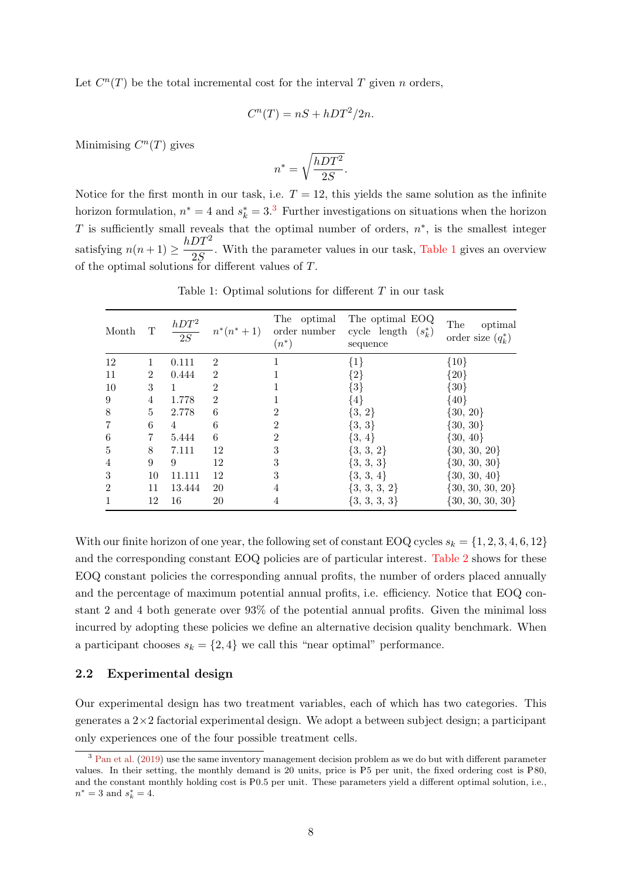Let $C^n(T)$ be the total incremental cost for the interval $T$ given $n$ orders,

$$C^n(T) = nS + hDT^2/2n.$$

Minimising $C^n(T)$ gives

$$n^* = \sqrt{\frac{hDT^2}{2S}}.$$

Notice for the first month in our task, i.e. $T = 12$, this yields the same solution as the infinite horizon formulation, $n^* = 4$ and $s_k^* = 3$.[3] Further investigations on situations when the horizon $T$ is sufficiently small reveals that the optimal number of orders, $n^*$, is the smallest integer satisfying $n(n+1) \geq \frac{hDT^2}{2S}$. With the parameter values in our task, Table 1 gives an overview of the optimal solutions for different values of $T$.

Table 1: Optimal solutions for different $T$ in our task

| Month | T | $\frac{hDT^2}{2S}$ | $n^*(n^*+1)$ | The optimal order number ($n^*$) | The optimal EOQ cycle length ($s_k^*$) sequence | The optimal order size ($q_k^*$) |
|---|---|---|---|---|---|---|
| 12 | 1 | 0.111 | 2 | 1 | {1} | {10} |
| 11 | 2 | 0.444 | 2 | 1 | {2} | {20} |
| 10 | 3 | 1 | 2 | 1 | {3} | {30} |
| 9 | 4 | 1.778 | 2 | 1 | {4} | {40} |
| 8 | 5 | 2.778 | 6 | 2 | {3, 2} | {30, 20} |
| 7 | 6 | 4 | 6 | 2 | {3, 3} | {30, 30} |
| 6 | 7 | 5.444 | 6 | 2 | {3, 4} | {30, 40} |
| 5 | 8 | 7.111 | 12 | 3 | {3, 3, 2} | {30, 30, 20} |
| 4 | 9 | 9 | 12 | 3 | {3, 3, 3} | {30, 30, 30} |
| 3 | 10 | 11.111 | 12 | 3 | {3, 3, 4} | {30, 30, 40} |
| 2 | 11 | 13.444 | 20 | 4 | {3, 3, 3, 2} | {30, 30, 30, 20} |
| 1 | 12 | 16 | 20 | 4 | {3, 3, 3, 3} | {30, 30, 30, 30} |

With our finite horizon of one year, the following set of constant EOQ cycles $s_k = \{1, 2, 3, 4, 6, 12\}$ and the corresponding constant EOQ policies are of particular interest. Table 2 shows for these EOQ constant policies the corresponding annual profits, the number of orders placed annually and the percentage of maximum potential annual profits, i.e. efficiency. Notice that EOQ constant 2 and 4 both generate over 93% of the potential annual profits. Given the minimal loss incurred by adopting these policies we define an alternative decision quality benchmark. When a participant chooses $s_k = \{2, 4\}$ we call this "near optimal" performance.

## 2.2 Experimental design

Our experimental design has two treatment variables, each of which has two categories. This generates a 2×2 factorial experimental design. We adopt a between subject design; a participant only experiences one of the four possible treatment cells.

[3] Pan et al. (2019) use the same inventory management decision problem as we do but with different parameter values. In their setting, the monthly demand is 20 units, price is ₱5 per unit, the fixed ordering cost is ₱80, and the constant monthly holding cost is ₱0.5 per unit. These parameters yield a different optimal solution, i.e., $n^* = 3$ and $s_k^* = 4$.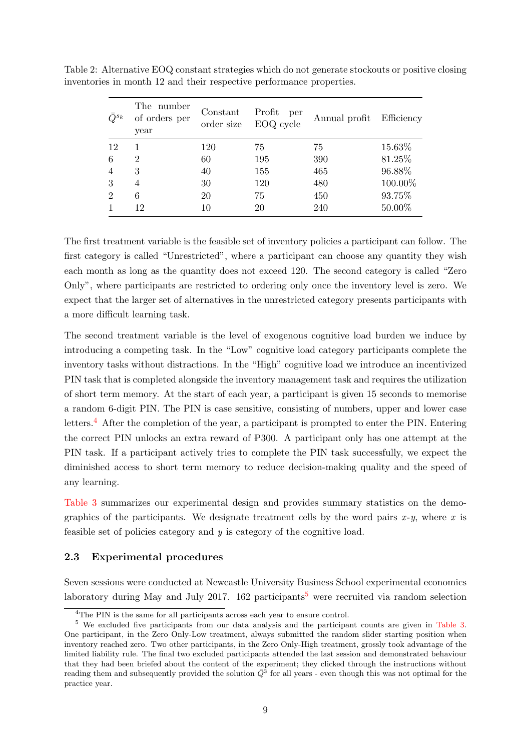Table 2: Alternative EOQ constant strategies which do not generate stockouts or positive closing inventories in month 12 and their respective performance properties.

| $\bar{Q}^{s_k}$ | The number of orders per year | Constant order size | Profit per EOQ cycle | Annual profit | Efficiency |
|---|---|---|---|---|---|
| 12 | 1 | 120 | 75 | 75 | 15.63% |
| 6 | 2 | 60 | 195 | 390 | 81.25% |
| 4 | 3 | 40 | 155 | 465 | 96.88% |
| 3 | 4 | 30 | 120 | 480 | 100.00% |
| 2 | 6 | 20 | 75 | 450 | 93.75% |
| 1 | 12 | 10 | 20 | 240 | 50.00% |

The first treatment variable is the feasible set of inventory policies a participant can follow. The first category is called "Unrestricted", where a participant can choose any quantity they wish each month as long as the quantity does not exceed 120. The second category is called "Zero Only", where participants are restricted to ordering only once the inventory level is zero. We expect that the larger set of alternatives in the unrestricted category presents participants with a more difficult learning task.

The second treatment variable is the level of exogenous cognitive load burden we induce by introducing a competing task. In the "Low" cognitive load category participants complete the inventory tasks without distractions. In the "High" cognitive load we introduce an incentivized PIN task that is completed alongside the inventory management task and requires the utilization of short term memory. At the start of each year, a participant is given 15 seconds to memorise a random 6-digit PIN. The PIN is case sensitive, consisting of numbers, upper and lower case letters.[4] After the completion of the year, a participant is prompted to enter the PIN. Entering the correct PIN unlocks an extra reward of ₱300. A participant only has one attempt at the PIN task. If a participant actively tries to complete the PIN task successfully, we expect the diminished access to short term memory to reduce decision-making quality and the speed of any learning.

Table 3 summarizes our experimental design and provides summary statistics on the demographics of the participants. We designate treatment cells by the word pairs $x$-$y$, where $x$ is feasible set of policies category and $y$ is category of the cognitive load.

### 2.3 Experimental procedures

Seven sessions were conducted at Newcastle University Business School experimental economics laboratory during May and July 2017. 162 participants[5] were recruited via random selection

[4] The PIN is the same for all participants across each year to ensure control.

[5] We excluded five participants from our data analysis and the participant counts are given in Table 3. One participant, in the Zero Only-Low treatment, always submitted the random slider starting position when inventory reached zero. Two other participants, in the Zero Only-High treatment, grossly took advantage of the limited liability rule. The final two excluded participants attended the last session and demonstrated behaviour that they had been briefed about the content of the experiment; they clicked through the instructions without reading them and subsequently provided the solution $\bar{Q}^3$ for all years - even though this was not optimal for the practice year.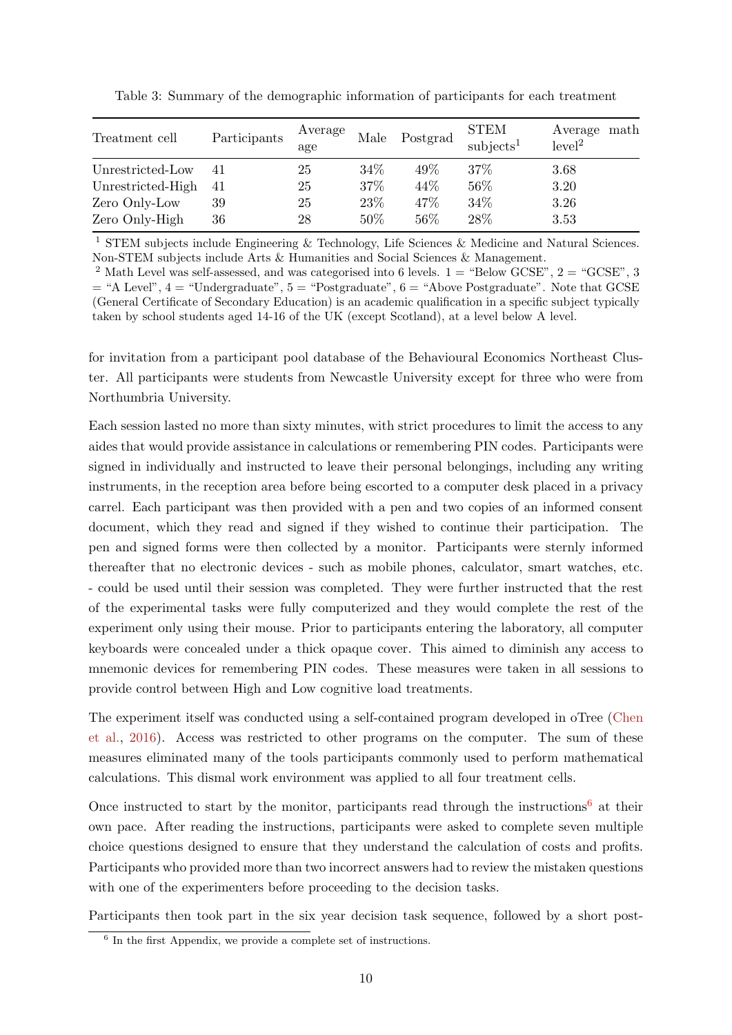Table 3: Summary of the demographic information of participants for each treatment

| Treatment cell | Participants | Average age | Male | Postgrad | STEM subjects[1] | Average math level[2] |
|---|---|---|---|---|---|---|
| Unrestricted-Low | 41 | 25 | 34% | 49% | 37% | 3.68 |
| Unrestricted-High | 41 | 25 | 37% | 44% | 56% | 3.20 |
| Zero Only-Low | 39 | 25 | 23% | 47% | 34% | 3.26 |
| Zero Only-High | 36 | 28 | 50% | 56% | 28% | 3.53 |

[1] STEM subjects include Engineering & Technology, Life Sciences & Medicine and Natural Sciences. Non-STEM subjects include Arts & Humanities and Social Sciences & Management.

[2] Math Level was self-assessed, and was categorised into 6 levels. 1 = "Below GCSE", 2 = "GCSE", 3 = "A Level", 4 = "Undergraduate", 5 = "Postgraduate", 6 = "Above Postgraduate". Note that GCSE (General Certificate of Secondary Education) is an academic qualification in a specific subject typically taken by school students aged 14-16 of the UK (except Scotland), at a level below A level.

for invitation from a participant pool database of the Behavioural Economics Northeast Cluster. All participants were students from Newcastle University except for three who were from Northumbria University.

Each session lasted no more than sixty minutes, with strict procedures to limit the access to any aides that would provide assistance in calculations or remembering PIN codes. Participants were signed in individually and instructed to leave their personal belongings, including any writing instruments, in the reception area before being escorted to a computer desk placed in a privacy carrel. Each participant was then provided with a pen and two copies of an informed consent document, which they read and signed if they wished to continue their participation. The pen and signed forms were then collected by a monitor. Participants were sternly informed thereafter that no electronic devices - such as mobile phones, calculator, smart watches, etc. - could be used until their session was completed. They were further instructed that the rest of the experimental tasks were fully computerized and they would complete the rest of the experiment only using their mouse. Prior to participants entering the laboratory, all computer keyboards were concealed under a thick opaque cover. This aimed to diminish any access to mnemonic devices for remembering PIN codes. These measures were taken in all sessions to provide control between High and Low cognitive load treatments.

The experiment itself was conducted using a self-contained program developed in oTree (Chen et al., 2016). Access was restricted to other programs on the computer. The sum of these measures eliminated many of the tools participants commonly used to perform mathematical calculations. This dismal work environment was applied to all four treatment cells.

Once instructed to start by the monitor, participants read through the instructions[6] at their own pace. After reading the instructions, participants were asked to complete seven multiple choice questions designed to ensure that they understand the calculation of costs and profits. Participants who provided more than two incorrect answers had to review the mistaken questions with one of the experimenters before proceeding to the decision tasks.

Participants then took part in the six year decision task sequence, followed by a short post-

[6] In the first Appendix, we provide a complete set of instructions.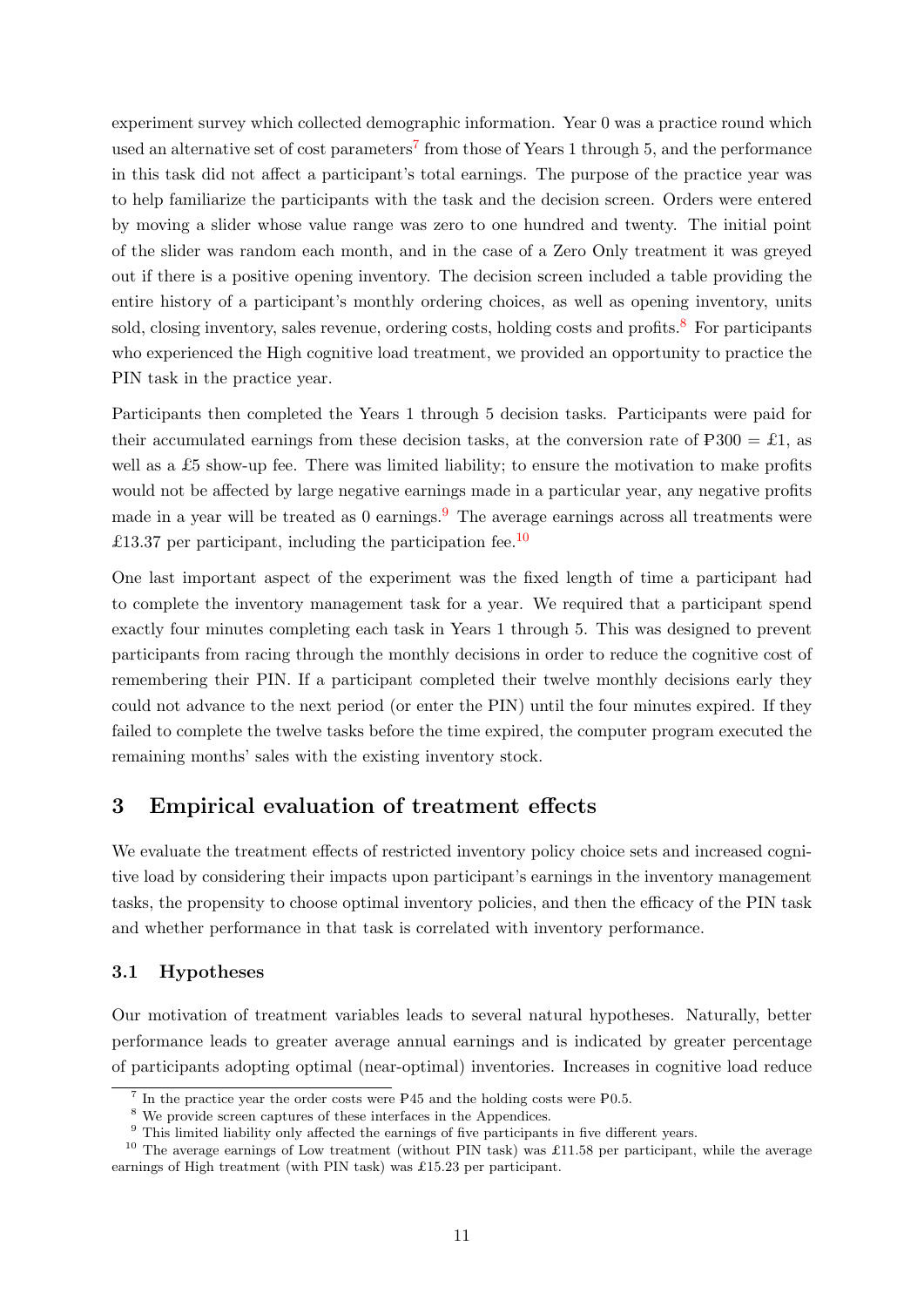experiment survey which collected demographic information. Year 0 was a practice round which used an alternative set of cost parameters[7] from those of Years 1 through 5, and the performance in this task did not affect a participant's total earnings. The purpose of the practice year was to help familiarize the participants with the task and the decision screen. Orders were entered by moving a slider whose value range was zero to one hundred and twenty. The initial point of the slider was random each month, and in the case of a Zero Only treatment it was greyed out if there is a positive opening inventory. The decision screen included a table providing the entire history of a participant's monthly ordering choices, as well as opening inventory, units sold, closing inventory, sales revenue, ordering costs, holding costs and profits.[8] For participants who experienced the High cognitive load treatment, we provided an opportunity to practice the PIN task in the practice year.

Participants then completed the Years 1 through 5 decision tasks. Participants were paid for their accumulated earnings from these decision tasks, at the conversion rate of ₱300 = £1, as well as a £5 show-up fee. There was limited liability; to ensure the motivation to make profits would not be affected by large negative earnings made in a particular year, any negative profits made in a year will be treated as 0 earnings.[9] The average earnings across all treatments were £13.37 per participant, including the participation fee.[10]

One last important aspect of the experiment was the fixed length of time a participant had to complete the inventory management task for a year. We required that a participant spend exactly four minutes completing each task in Years 1 through 5. This was designed to prevent participants from racing through the monthly decisions in order to reduce the cognitive cost of remembering their PIN. If a participant completed their twelve monthly decisions early they could not advance to the next period (or enter the PIN) until the four minutes expired. If they failed to complete the twelve tasks before the time expired, the computer program executed the remaining months' sales with the existing inventory stock.

# 3 Empirical evaluation of treatment effects

We evaluate the treatment effects of restricted inventory policy choice sets and increased cognitive load by considering their impacts upon participant's earnings in the inventory management tasks, the propensity to choose optimal inventory policies, and then the efficacy of the PIN task and whether performance in that task is correlated with inventory performance.

## 3.1 Hypotheses

Our motivation of treatment variables leads to several natural hypotheses. Naturally, better performance leads to greater average annual earnings and is indicated by greater percentage of participants adopting optimal (near-optimal) inventories. Increases in cognitive load reduce

---

[7] In the practice year the order costs were ₱45 and the holding costs were ₱0.5.

[8] We provide screen captures of these interfaces in the Appendices.

[9] This limited liability only affected the earnings of five participants in five different years.

[10] The average earnings of Low treatment (without PIN task) was £11.58 per participant, while the average earnings of High treatment (with PIN task) was £15.23 per participant.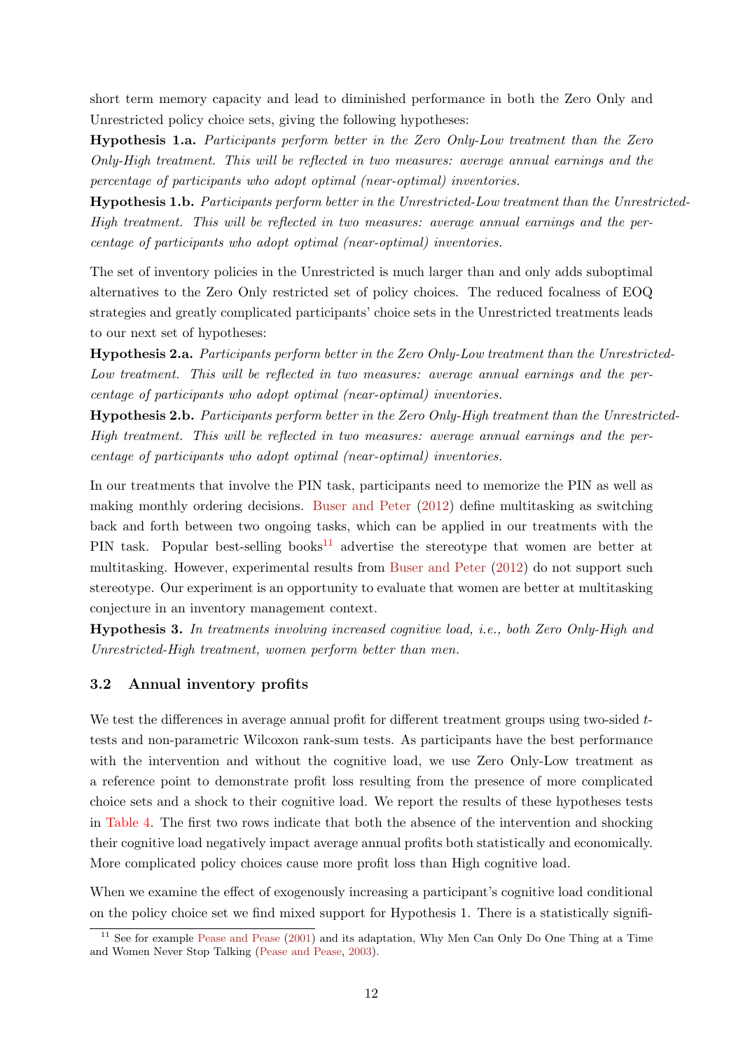short term memory capacity and lead to diminished performance in both the Zero Only and Unrestricted policy choice sets, giving the following hypotheses:

**Hypothesis 1.a.** *Participants perform better in the Zero Only-Low treatment than the Zero Only-High treatment. This will be reflected in two measures: average annual earnings and the percentage of participants who adopt optimal (near-optimal) inventories.*

**Hypothesis 1.b.** *Participants perform better in the Unrestricted-Low treatment than the Unrestricted-High treatment. This will be reflected in two measures: average annual earnings and the percentage of participants who adopt optimal (near-optimal) inventories.*

The set of inventory policies in the Unrestricted is much larger than and only adds suboptimal alternatives to the Zero Only restricted set of policy choices. The reduced focalness of EOQ strategies and greatly complicated participants' choice sets in the Unrestricted treatments leads to our next set of hypotheses:

**Hypothesis 2.a.** *Participants perform better in the Zero Only-Low treatment than the Unrestricted-Low treatment. This will be reflected in two measures: average annual earnings and the percentage of participants who adopt optimal (near-optimal) inventories.*

**Hypothesis 2.b.** *Participants perform better in the Zero Only-High treatment than the Unrestricted-High treatment. This will be reflected in two measures: average annual earnings and the percentage of participants who adopt optimal (near-optimal) inventories.*

In our treatments that involve the PIN task, participants need to memorize the PIN as well as making monthly ordering decisions. Buser and Peter (2012) define multitasking as switching back and forth between two ongoing tasks, which can be applied in our treatments with the PIN task. Popular best-selling books[11] advertise the stereotype that women are better at multitasking. However, experimental results from Buser and Peter (2012) do not support such stereotype. Our experiment is an opportunity to evaluate that women are better at multitasking conjecture in an inventory management context.

**Hypothesis 3.** *In treatments involving increased cognitive load, i.e., both Zero Only-High and Unrestricted-High treatment, women perform better than men.*

### 3.2 Annual inventory profits

We test the differences in average annual profit for different treatment groups using two-sided $t$-tests and non-parametric Wilcoxon rank-sum tests. As participants have the best performance with the intervention and without the cognitive load, we use Zero Only-Low treatment as a reference point to demonstrate profit loss resulting from the presence of more complicated choice sets and a shock to their cognitive load. We report the results of these hypotheses tests in Table 4. The first two rows indicate that both the absence of the intervention and shocking their cognitive load negatively impact average annual profits both statistically and economically. More complicated policy choices cause more profit loss than High cognitive load.

When we examine the effect of exogenously increasing a participant's cognitive load conditional on the policy choice set we find mixed support for Hypothesis 1. There is a statistically signifi-

[11] See for example Pease and Pease (2001) and its adaptation, Why Men Can Only Do One Thing at a Time and Women Never Stop Talking (Pease and Pease, 2003).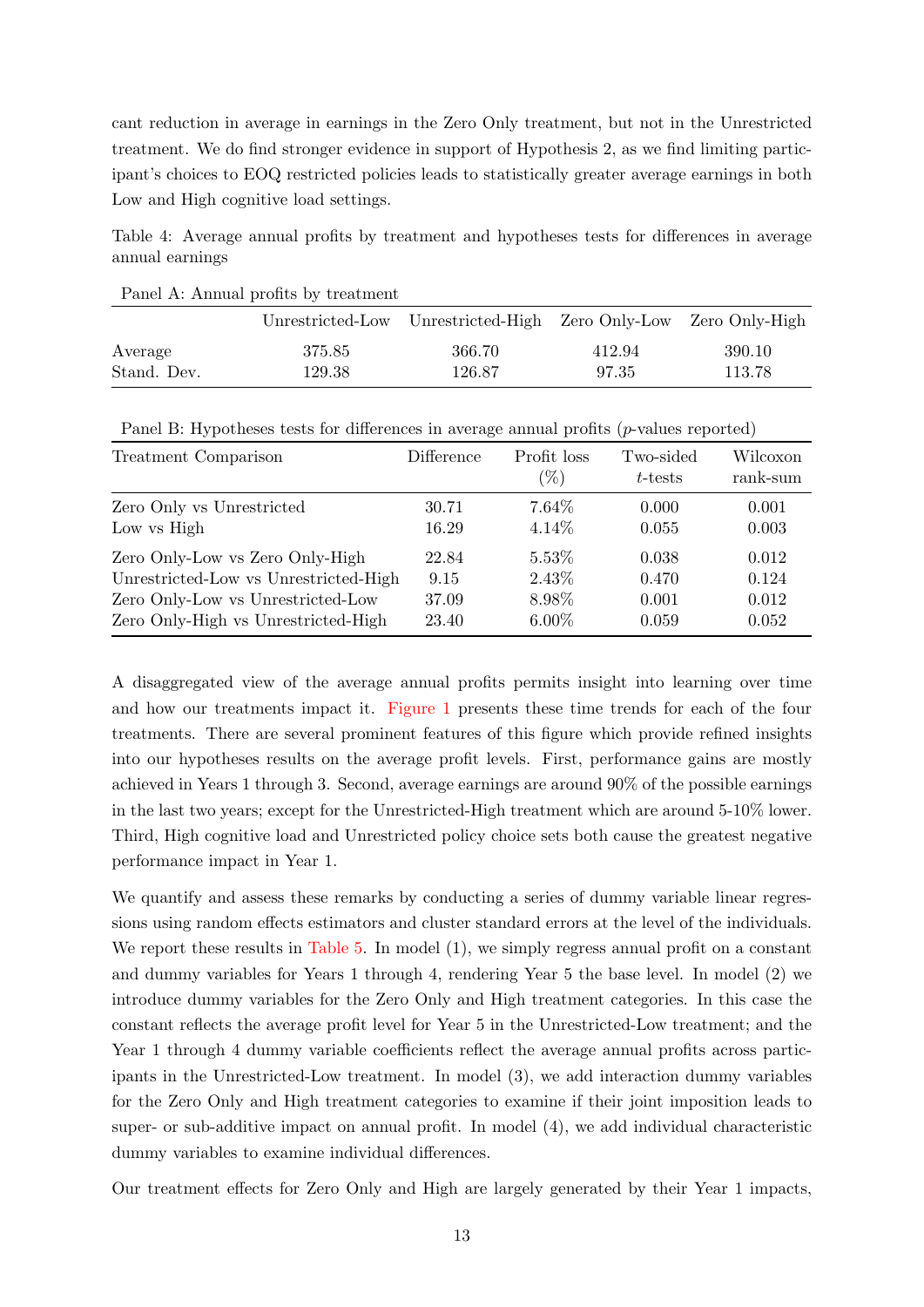cant reduction in average in earnings in the Zero Only treatment, but not in the Unrestricted treatment. We do find stronger evidence in support of Hypothesis 2, as we find limiting participant's choices to EOQ restricted policies leads to statistically greater average earnings in both Low and High cognitive load settings.

Table 4: Average annual profits by treatment and hypotheses tests for differences in average annual earnings

Panel A: Annual profits by treatment

| | Unrestricted-Low | Unrestricted-High | Zero Only-Low | Zero Only-High |
|---|---|---|---|---|
| Average | 375.85 | 366.70 | 412.94 | 390.10 |
| Stand. Dev. | 129.38 | 126.87 | 97.35 | 113.78 |

Panel B: Hypotheses tests for differences in average annual profits ($p$-values reported)

| Treatment Comparison | Difference | Profit loss (%) | Two-sided $t$-tests | Wilcoxon rank-sum |
|---|---|---|---|---|
| Zero Only vs Unrestricted | 30.71 | 7.64% | 0.000 | 0.001 |
| Low vs High | 16.29 | 4.14% | 0.055 | 0.003 |
| Zero Only-Low vs Zero Only-High | 22.84 | 5.53% | 0.038 | 0.012 |
| Unrestricted-Low vs Unrestricted-High | 9.15 | 2.43% | 0.470 | 0.124 |
| Zero Only-Low vs Unrestricted-Low | 37.09 | 8.98% | 0.001 | 0.012 |
| Zero Only-High vs Unrestricted-High | 23.40 | 6.00% | 0.059 | 0.052 |

A disaggregated view of the average annual profits permits insight into learning over time and how our treatments impact it. Figure 1 presents these time trends for each of the four treatments. There are several prominent features of this figure which provide refined insights into our hypotheses results on the average profit levels. First, performance gains are mostly achieved in Years 1 through 3. Second, average earnings are around 90% of the possible earnings in the last two years; except for the Unrestricted-High treatment which are around 5-10% lower. Third, High cognitive load and Unrestricted policy choice sets both cause the greatest negative performance impact in Year 1.

We quantify and assess these remarks by conducting a series of dummy variable linear regressions using random effects estimators and cluster standard errors at the level of the individuals. We report these results in Table 5. In model (1), we simply regress annual profit on a constant and dummy variables for Years 1 through 4, rendering Year 5 the base level. In model (2) we introduce dummy variables for the Zero Only and High treatment categories. In this case the constant reflects the average profit level for Year 5 in the Unrestricted-Low treatment; and the Year 1 through 4 dummy variable coefficients reflect the average annual profits across participants in the Unrestricted-Low treatment. In model (3), we add interaction dummy variables for the Zero Only and High treatment categories to examine if their joint imposition leads to super- or sub-additive impact on annual profit. In model (4), we add individual characteristic dummy variables to examine individual differences.

Our treatment effects for Zero Only and High are largely generated by their Year 1 impacts,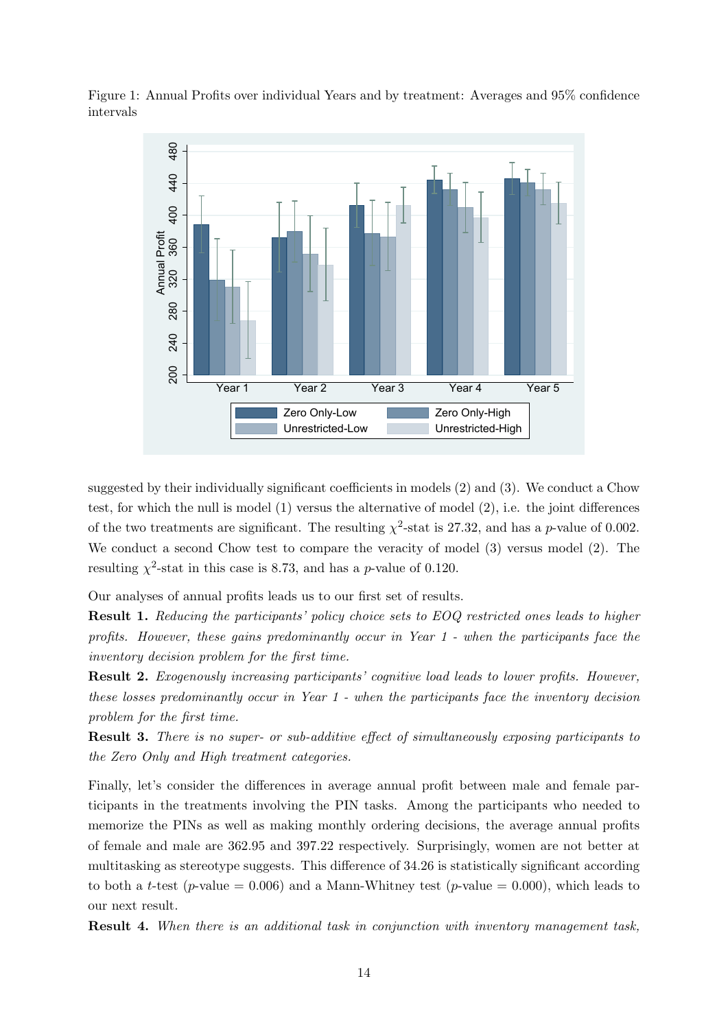Figure 1: Annual Profits over individual Years and by treatment: Averages and 95% confidence intervals

suggested by their individually significant coefficients in models (2) and (3). We conduct a Chow test, for which the null is model (1) versus the alternative of model (2), i.e. the joint differences of the two treatments are significant. The resulting $\chi^2$-stat is 27.32, and has a $p$-value of 0.002. We conduct a second Chow test to compare the veracity of model (3) versus model (2). The resulting $\chi^2$-stat in this case is 8.73, and has a $p$-value of 0.120.

Our analyses of annual profits leads us to our first set of results.

**Result 1.** *Reducing the participants' policy choice sets to EOQ restricted ones leads to higher profits. However, these gains predominantly occur in Year 1 - when the participants face the inventory decision problem for the first time.*

**Result 2.** *Exogenously increasing participants' cognitive load leads to lower profits. However, these losses predominantly occur in Year 1 - when the participants face the inventory decision problem for the first time.*

**Result 3.** *There is no super- or sub-additive effect of simultaneously exposing participants to the Zero Only and High treatment categories.*

Finally, let's consider the differences in average annual profit between male and female participants in the treatments involving the PIN tasks. Among the participants who needed to memorize the PINs as well as making monthly ordering decisions, the average annual profits of female and male are 362.95 and 397.22 respectively. Surprisingly, women are not better at multitasking as stereotype suggests. This difference of 34.26 is statistically significant according to both a $t$-test ($p$-value = 0.006) and a Mann-Whitney test ($p$-value = 0.000), which leads to our next result.

**Result 4.** *When there is an additional task in conjunction with inventory management task,*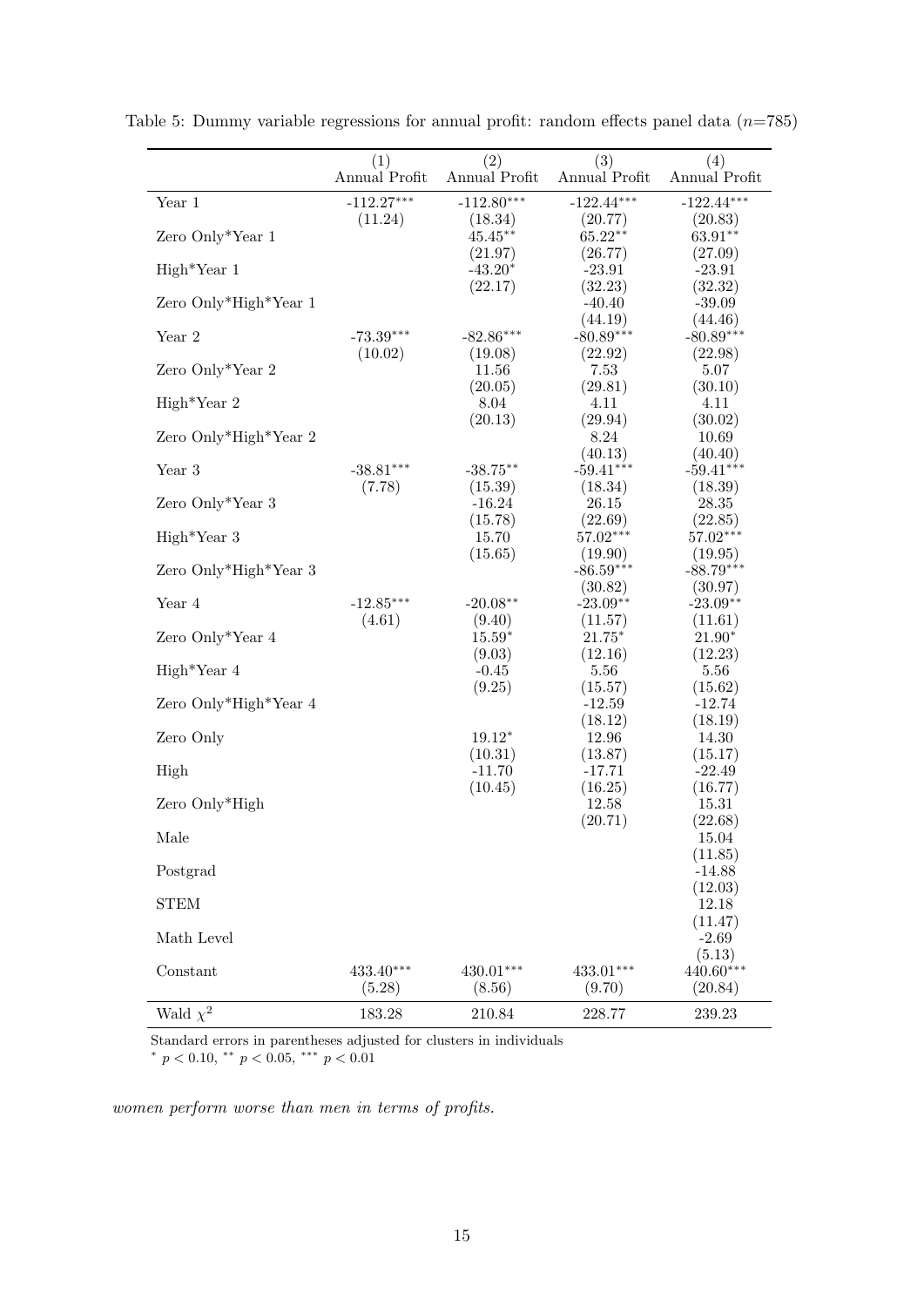Table 5: Dummy variable regressions for annual profit: random effects panel data ($n$=785)

| | (1) Annual Profit | (2) Annual Profit | (3) Annual Profit | (4) Annual Profit |
|---|---|---|---|---|
| Year 1 | -112.27*** | -112.80*** | -122.44*** | -122.44*** |
| | (11.24) | (18.34) | (20.77) | (20.83) |
| Zero Only*Year 1 | | 45.45** | 65.22** | 63.91** |
| | | (21.97) | (26.77) | (27.09) |
| High*Year 1 | | -43.20* | -23.91 | -23.91 |
| | | (22.17) | (32.23) | (32.32) |
| Zero Only*High*Year 1 | | | -40.40 | -39.09 |
| | | | (44.19) | (44.46) |
| Year 2 | -73.39*** | -82.86*** | -80.89*** | -80.89*** |
| | (10.02) | (19.08) | (22.92) | (22.98) |
| Zero Only*Year 2 | | 11.56 | 7.53 | 5.07 |
| | | (20.05) | (29.81) | (30.10) |
| High*Year 2 | | 8.04 | 4.11 | 4.11 |
| | | (20.13) | (29.94) | (30.02) |
| Zero Only*High*Year 2 | | | 8.24 | 10.69 |
| | | | (40.13) | (40.40) |
| Year 3 | -38.81*** | -38.75** | -59.41*** | -59.41*** |
| | (7.78) | (15.39) | (18.34) | (18.39) |
| Zero Only*Year 3 | | -16.24 | 26.15 | 28.35 |
| | | (15.78) | (22.69) | (22.85) |
| High*Year 3 | | 15.70 | 57.02*** | 57.02*** |
| | | (15.65) | (19.90) | (19.95) |
| Zero Only*High*Year 3 | | | -86.59*** | -88.79*** |
| | | | (30.82) | (30.97) |
| Year 4 | -12.85*** | -20.08** | -23.09** | -23.09** |
| | (4.61) | (9.40) | (11.57) | (11.61) |
| Zero Only*Year 4 | | 15.59* | 21.75* | 21.90* |
| | | (9.03) | (12.16) | (12.23) |
| High*Year 4 | | -0.45 | 5.56 | 5.56 |
| | | (9.25) | (15.57) | (15.62) |
| Zero Only*High*Year 4 | | | -12.59 | -12.74 |
| | | | (18.12) | (18.19) |
| Zero Only | | 19.12* | 12.96 | 14.30 |
| | | (10.31) | (13.87) | (15.17) |
| High | | -11.70 | -17.71 | -22.49 |
| | | (10.45) | (16.25) | (16.77) |
| Zero Only*High | | | 12.58 | 15.31 |
| | | | (20.71) | (22.68) |
| Male | | | | 15.04 |
| | | | | (11.85) |
| Postgrad | | | | -14.88 |
| | | | | (12.03) |
| STEM | | | | 12.18 |
| | | | | (11.47) |
| Math Level | | | | -2.69 |
| | | | | (5.13) |
| Constant | 433.40*** | 430.01*** | 433.01*** | 440.60*** |
| | (5.28) | (8.56) | (9.70) | (20.84) |
| Wald $\chi^2$ | 183.28 | 210.84 | 228.77 | 239.23 |

Standard errors in parentheses adjusted for clusters in individuals

$^{*}$ $p < 0.10$, $^{**}$ $p < 0.05$, $^{***}$ $p < 0.01$

*women perform worse than men in terms of profits.*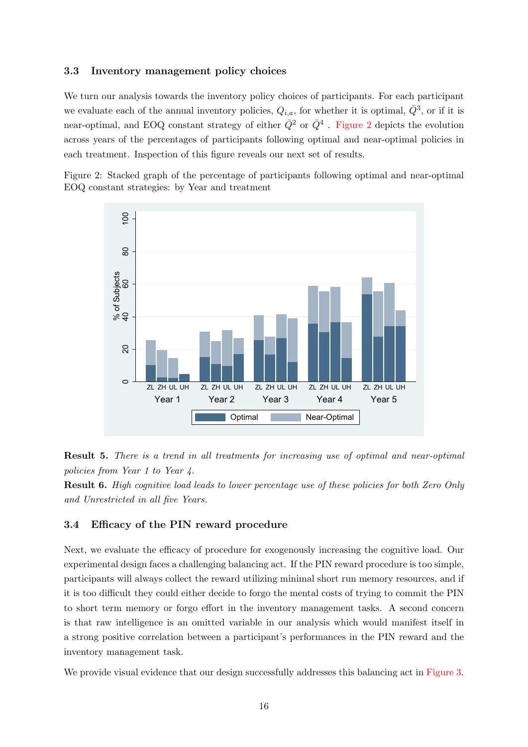### 3.3 Inventory management policy choices

We turn our analysis towards the inventory policy choices of participants. For each participant we evaluate each of the annual inventory policies, $Q_{i,a}$, for whether it is optimal, $\bar{Q}^3$, or if it is near-optimal, and EOQ constant strategy of either $\bar{Q}^2$ or $\bar{Q}^4$ . Figure 2 depicts the evolution across years of the percentages of participants following optimal and near-optimal policies in each treatment. Inspection of this figure reveals our next set of results.

Figure 2: Stacked graph of the percentage of participants following optimal and near-optimal EOQ constant strategies: by Year and treatment

**Result 5.** *There is a trend in all treatments for increasing use of optimal and near-optimal policies from Year 1 to Year 4.*

**Result 6.** *High cognitive load leads to lower percentage use of these policies for both Zero Only and Unrestricted in all five Years.*

### 3.4 Efficacy of the PIN reward procedure

Next, we evaluate the efficacy of procedure for exogenously increasing the cognitive load. Our experimental design faces a challenging balancing act. If the PIN reward procedure is too simple, participants will always collect the reward utilizing minimal short run memory resources, and if it is too difficult they could either decide to forgo the mental costs of trying to commit the PIN to short term memory or forgo effort in the inventory management tasks. A second concern is that raw intelligence is an omitted variable in our analysis which would manifest itself in a strong positive correlation between a participant's performances in the PIN reward and the inventory management task.

We provide visual evidence that our design successfully addresses this balancing act in Figure 3.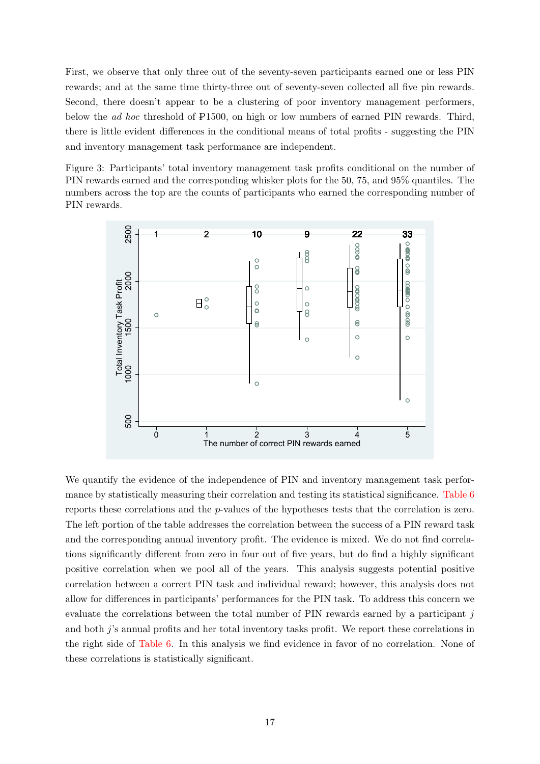First, we observe that only three out of the seventy-seven participants earned one or less PIN rewards; and at the same time thirty-three out of seventy-seven collected all five pin rewards. Second, there doesn't appear to be a clustering of poor inventory management performers, below the *ad hoc* threshold of ₱1500, on high or low numbers of earned PIN rewards. Third, there is little evident differences in the conditional means of total profits - suggesting the PIN and inventory management task performance are independent.

Figure 3: Participants' total inventory management task profits conditional on the number of PIN rewards earned and the corresponding whisker plots for the 50, 75, and 95% quantiles. The numbers across the top are the counts of participants who earned the corresponding number of PIN rewards.

We quantify the evidence of the independence of PIN and inventory management task performance by statistically measuring their correlation and testing its statistical significance. Table 6 reports these correlations and the $p$-values of the hypotheses tests that the correlation is zero. The left portion of the table addresses the correlation between the success of a PIN reward task and the corresponding annual inventory profit. The evidence is mixed. We do not find correlations significantly different from zero in four out of five years, but do find a highly significant positive correlation when we pool all of the years. This analysis suggests potential positive correlation between a correct PIN task and individual reward; however, this analysis does not allow for differences in participants' performances for the PIN task. To address this concern we evaluate the correlations between the total number of PIN rewards earned by a participant $j$ and both $j$'s annual profits and her total inventory tasks profit. We report these correlations in the right side of Table 6. In this analysis we find evidence in favor of no correlation. None of these correlations is statistically significant.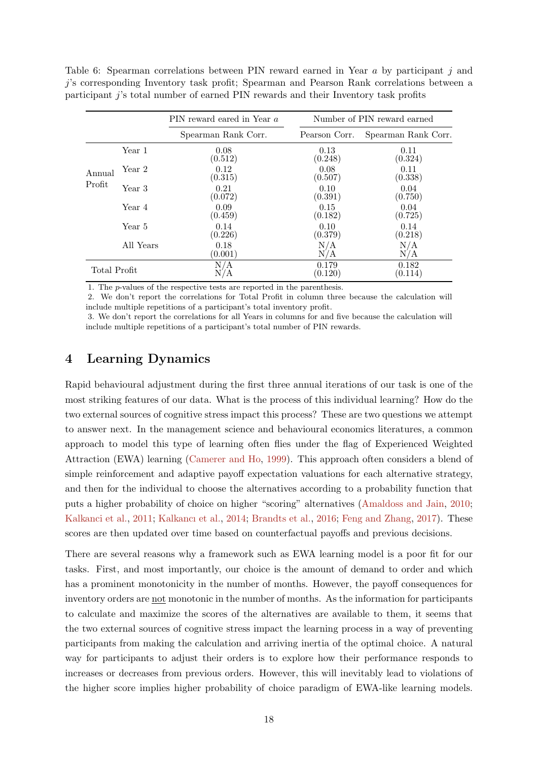Table 6: Spearman correlations between PIN reward earned in Year $a$ by participant $j$ and $j$'s corresponding Inventory task profit; Spearman and Pearson Rank correlations between a participant $j$'s total number of earned PIN rewards and their Inventory task profits

| | | PIN reward eared in Year $a$ | Number of PIN reward earned | |
|---|---|---|---|---|
| | | Spearman Rank Corr. | Pearson Corr. | Spearman Rank Corr. |
| Annual Profit | Year 1 | 0.08 (0.512) | 0.13 (0.248) | 0.11 (0.324) |
| | Year 2 | 0.12 (0.315) | 0.08 (0.507) | 0.11 (0.338) |
| | Year 3 | 0.21 (0.072) | 0.10 (0.391) | 0.04 (0.750) |
| | Year 4 | 0.09 (0.459) | 0.15 (0.182) | 0.04 (0.725) |
| | Year 5 | 0.14 (0.226) | 0.10 (0.379) | 0.14 (0.218) |
| | All Years | 0.18 (0.001) | N/A N/A | N/A N/A |
| Total Profit | | N/A N/A | 0.179 (0.120) | 0.182 (0.114) |

1. The $p$-values of the respective tests are reported in the parenthesis.
2. We don't report the correlations for Total Profit in column three because the calculation will include multiple repetitions of a participant's total inventory profit.
3. We don't report the correlations for all Years in columns for and five because the calculation will include multiple repetitions of a participant's total number of PIN rewards.

## 4 Learning Dynamics

Rapid behavioural adjustment during the first three annual iterations of our task is one of the most striking features of our data. What is the process of this individual learning? How do the two external sources of cognitive stress impact this process? These are two questions we attempt to answer next. In the management science and behavioural economics literatures, a common approach to model this type of learning often flies under the flag of Experienced Weighted Attraction (EWA) learning (Camerer and Ho, 1999). This approach often considers a blend of simple reinforcement and adaptive payoff expectation valuations for each alternative strategy, and then for the individual to choose the alternatives according to a probability function that puts a higher probability of choice on higher "scoring" alternatives (Amaldoss and Jain, 2010; Kalkanci et al., 2011; Kalkancı et al., 2014; Brandts et al., 2016; Feng and Zhang, 2017). These scores are then updated over time based on counterfactual payoffs and previous decisions.

There are several reasons why a framework such as EWA learning model is a poor fit for our tasks. First, and most importantly, our choice is the amount of demand to order and which has a prominent monotonicity in the number of months. However, the payoff consequences for inventory orders are not monotonic in the number of months. As the information for participants to calculate and maximize the scores of the alternatives are available to them, it seems that the two external sources of cognitive stress impact the learning process in a way of preventing participants from making the calculation and arriving inertia of the optimal choice. A natural way for participants to adjust their orders is to explore how their performance responds to increases or decreases from previous orders. However, this will inevitably lead to violations of the higher score implies higher probability of choice paradigm of EWA-like learning models.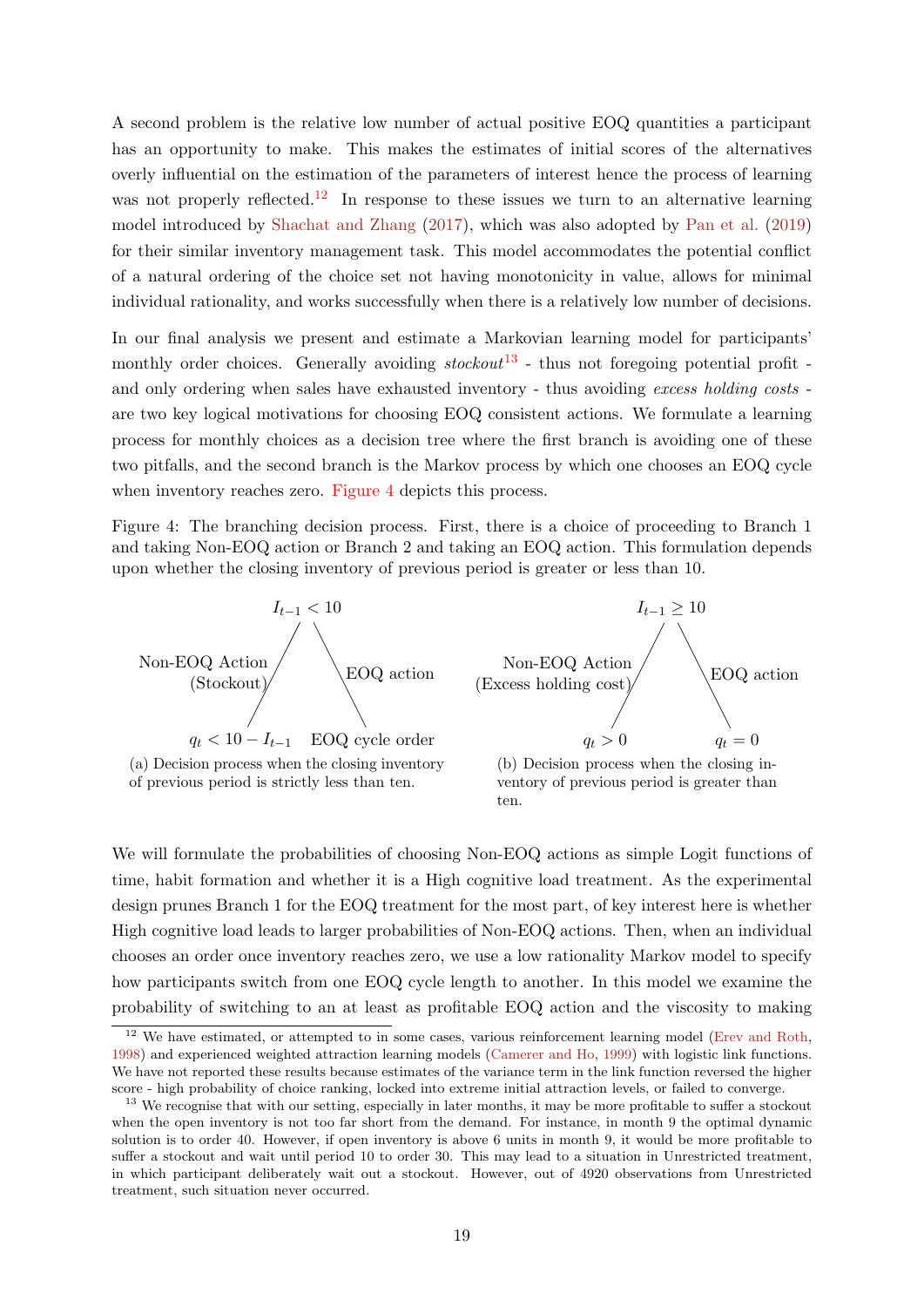A second problem is the relative low number of actual positive EOQ quantities a participant has an opportunity to make. This makes the estimates of initial scores of the alternatives overly influential on the estimation of the parameters of interest hence the process of learning was not properly reflected.[12] In response to these issues we turn to an alternative learning model introduced by Shachat and Zhang (2017), which was also adopted by Pan et al. (2019) for their similar inventory management task. This model accommodates the potential conflict of a natural ordering of the choice set not having monotonicity in value, allows for minimal individual rationality, and works successfully when there is a relatively low number of decisions.

In our final analysis we present and estimate a Markovian learning model for participants' monthly order choices. Generally avoiding *stockout*[13] - thus not foregoing potential profit - and only ordering when sales have exhausted inventory - thus avoiding *excess holding costs* - are two key logical motivations for choosing EOQ consistent actions. We formulate a learning process for monthly choices as a decision tree where the first branch is avoiding one of these two pitfalls, and the second branch is the Markov process by which one chooses an EOQ cycle when inventory reaches zero. Figure 4 depicts this process.

Figure 4: The branching decision process. First, there is a choice of proceeding to Branch 1 and taking Non-EOQ action or Branch 2 and taking an EOQ action. This formulation depends upon whether the closing inventory of previous period is greater or less than 10.

$I_{t-1} < 10$

- Non-EOQ Action (Stockout): $q_t < 10 - I_{t-1}$
- EOQ action: EOQ cycle order

(a) Decision process when the closing inventory of previous period is strictly less than ten.

$I_{t-1} \geq 10$

- Non-EOQ Action (Excess holding cost): $q_t > 0$
- EOQ action: $q_t = 0$

(b) Decision process when the closing inventory of previous period is greater than ten.

We will formulate the probabilities of choosing Non-EOQ actions as simple Logit functions of time, habit formation and whether it is a High cognitive load treatment. As the experimental design prunes Branch 1 for the EOQ treatment for the most part, of key interest here is whether High cognitive load leads to larger probabilities of Non-EOQ actions. Then, when an individual chooses an order once inventory reaches zero, we use a low rationality Markov model to specify how participants switch from one EOQ cycle length to another. In this model we examine the probability of switching to an at least as profitable EOQ action and the viscosity to making

[12] We have estimated, or attempted to in some cases, various reinforcement learning model (Erev and Roth, 1998) and experienced weighted attraction learning models (Camerer and Ho, 1999) with logistic link functions. We have not reported these results because estimates of the variance term in the link function reversed the higher score - high probability of choice ranking, locked into extreme initial attraction levels, or failed to converge.

[13] We recognise that with our setting, especially in later months, it may be more profitable to suffer a stockout when the open inventory is not too far short from the demand. For instance, in month 9 the optimal dynamic solution is to order 40. However, if open inventory is above 6 units in month 9, it would be more profitable to suffer a stockout and wait until period 10 to order 30. This may lead to a situation in Unrestricted treatment, in which participant deliberately wait out a stockout. However, out of 4920 observations from Unrestricted treatment, such situation never occurred.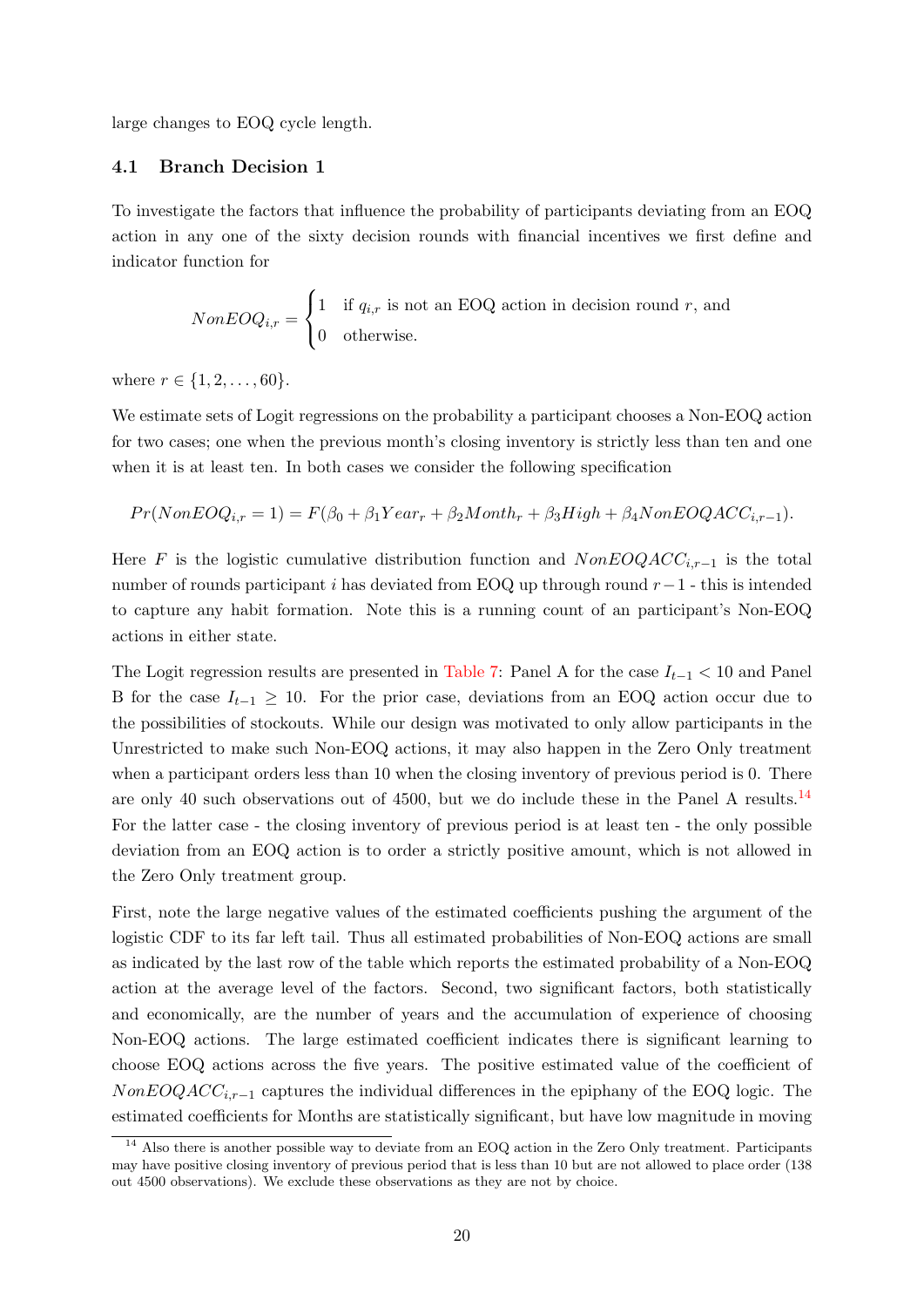large changes to EOQ cycle length.

### 4.1 Branch Decision 1

To investigate the factors that influence the probability of participants deviating from an EOQ action in any one of the sixty decision rounds with financial incentives we first define and indicator function for

$$NonEOQ_{i,r} = \begin{cases} 1 & \text{if } q_{i,r} \text{ is not an EOQ action in decision round } r, \text{ and} \\ 0 & \text{otherwise.} \end{cases}$$

where $r \in \{1, 2, \ldots, 60\}$.

We estimate sets of Logit regressions on the probability a participant chooses a Non-EOQ action for two cases; one when the previous month's closing inventory is strictly less than ten and one when it is at least ten. In both cases we consider the following specification

$$Pr(NonEOQ_{i,r} = 1) = F(\beta_0 + \beta_1 Year_r + \beta_2 Month_r + \beta_3 High + \beta_4 NonEOQACC_{i,r-1}).$$

Here $F$ is the logistic cumulative distribution function and $NonEOQACC_{i,r-1}$ is the total number of rounds participant $i$ has deviated from EOQ up through round $r-1$ - this is intended to capture any habit formation. Note this is a running count of an participant's Non-EOQ actions in either state.

The Logit regression results are presented in Table 7: Panel A for the case $I_{t-1} < 10$ and Panel B for the case $I_{t-1} \geq 10$. For the prior case, deviations from an EOQ action occur due to the possibilities of stockouts. While our design was motivated to only allow participants in the Unrestricted to make such Non-EOQ actions, it may also happen in the Zero Only treatment when a participant orders less than 10 when the closing inventory of previous period is 0. There are only 40 such observations out of 4500, but we do include these in the Panel A results.[14] For the latter case - the closing inventory of previous period is at least ten - the only possible deviation from an EOQ action is to order a strictly positive amount, which is not allowed in the Zero Only treatment group.

First, note the large negative values of the estimated coefficients pushing the argument of the logistic CDF to its far left tail. Thus all estimated probabilities of Non-EOQ actions are small as indicated by the last row of the table which reports the estimated probability of a Non-EOQ action at the average level of the factors. Second, two significant factors, both statistically and economically, are the number of years and the accumulation of experience of choosing Non-EOQ actions. The large estimated coefficient indicates there is significant learning to choose EOQ actions across the five years. The positive estimated value of the coefficient of $NonEOQACC_{i,r-1}$ captures the individual differences in the epiphany of the EOQ logic. The estimated coefficients for Months are statistically significant, but have low magnitude in moving

[14] Also there is another possible way to deviate from an EOQ action in the Zero Only treatment. Participants may have positive closing inventory of previous period that is less than 10 but are not allowed to place order (138 out 4500 observations). We exclude these observations as they are not by choice.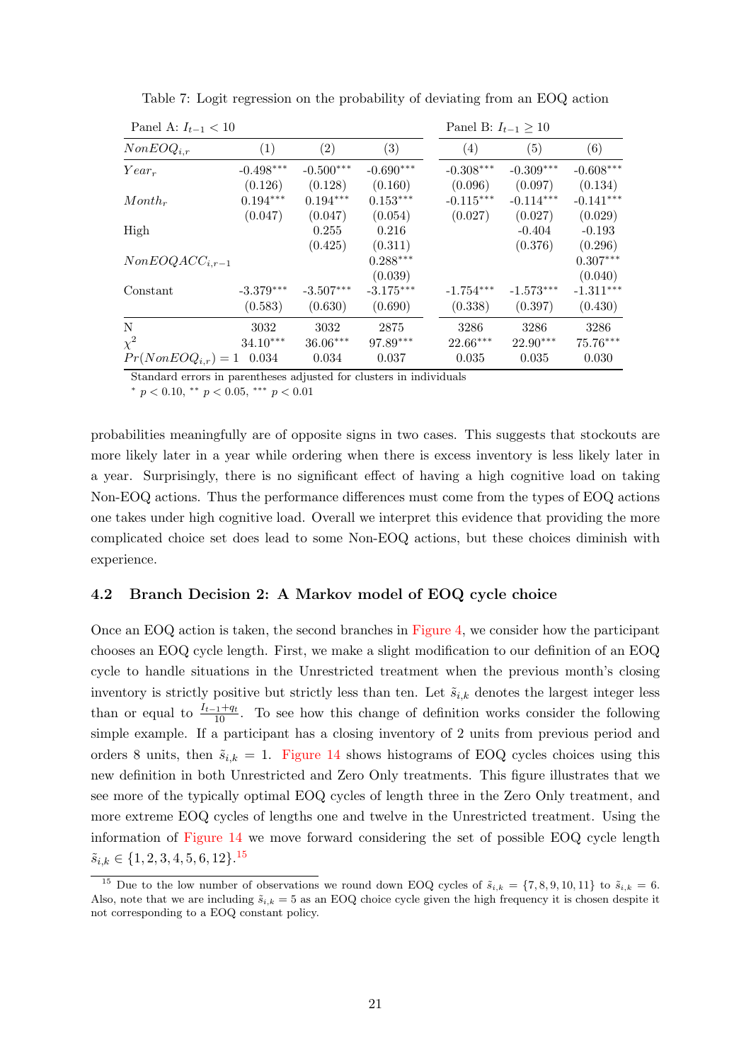Table 7: Logit regression on the probability of deviating from an EOQ action

| | Panel A: $I_{t-1} < 10$ | | | Panel B: $I_{t-1} \geq 10$ | | |
|---|---|---|---|---|---|---|
| $NonEOQ_{i,r}$ | (1) | (2) | (3) | (4) | (5) | (6) |
| $Year_r$ | -0.498*** | -0.500*** | -0.690*** | -0.308*** | -0.309*** | -0.608*** |
| | (0.126) | (0.128) | (0.160) | (0.096) | (0.097) | (0.134) |
| $Month_r$ | 0.194*** | 0.194*** | 0.153*** | -0.115*** | -0.114*** | -0.141*** |
| | (0.047) | (0.047) | (0.054) | (0.027) | (0.027) | (0.029) |
| High | | 0.255 | 0.216 | | -0.404 | -0.193 |
| | | (0.425) | (0.311) | | (0.376) | (0.296) |
| $NonEOQACC_{i,r-1}$ | | | 0.288*** | | | 0.307*** |
| | | | (0.039) | | | (0.040) |
| Constant | -3.379*** | -3.507*** | -3.175*** | -1.754*** | -1.573*** | -1.311*** |
| | (0.583) | (0.630) | (0.690) | (0.338) | (0.397) | (0.430) |
| N | 3032 | 3032 | 2875 | 3286 | 3286 | 3286 |
| $\chi^2$ | 34.10*** | 36.06*** | 97.89*** | 22.66*** | 22.90*** | 75.76*** |
| $Pr(NonEOQ_{i,r}) = 1$ | 0.034 | 0.034 | 0.037 | 0.035 | 0.035 | 0.030 |

Standard errors in parentheses adjusted for clusters in individuals

* $p < 0.10$, ** $p < 0.05$, *** $p < 0.01$

probabilities meaningfully are of opposite signs in two cases. This suggests that stockouts are more likely later in a year while ordering when there is excess inventory is less likely later in a year. Surprisingly, there is no significant effect of having a high cognitive load on taking Non-EOQ actions. Thus the performance differences must come from the types of EOQ actions one takes under high cognitive load. Overall we interpret this evidence that providing the more complicated choice set does lead to some Non-EOQ actions, but these choices diminish with experience.

## 4.2 Branch Decision 2: A Markov model of EOQ cycle choice

Once an EOQ action is taken, the second branches in Figure 4, we consider how the participant chooses an EOQ cycle length. First, we make a slight modification to our definition of an EOQ cycle to handle situations in the Unrestricted treatment when the previous month's closing inventory is strictly positive but strictly less than ten. Let $\tilde{s}_{i,k}$ denotes the largest integer less than or equal to $\frac{I_{t-1}+q_t}{10}$. To see how this change of definition works consider the following simple example. If a participant has a closing inventory of 2 units from previous period and orders 8 units, then $\tilde{s}_{i,k} = 1$. Figure 14 shows histograms of EOQ cycles choices using this new definition in both Unrestricted and Zero Only treatments. This figure illustrates that we see more of the typically optimal EOQ cycles of length three in the Zero Only treatment, and more extreme EOQ cycles of lengths one and twelve in the Unrestricted treatment. Using the information of Figure 14 we move forward considering the set of possible EOQ cycle length $\tilde{s}_{i,k} \in \{1, 2, 3, 4, 5, 6, 12\}$.[15]

[15] Due to the low number of observations we round down EOQ cycles of $\tilde{s}_{i,k} = \{7, 8, 9, 10, 11\}$ to $\tilde{s}_{i,k} = 6$. Also, note that we are including $\tilde{s}_{i,k} = 5$ as an EOQ choice cycle given the high frequency it is chosen despite it not corresponding to a EOQ constant policy.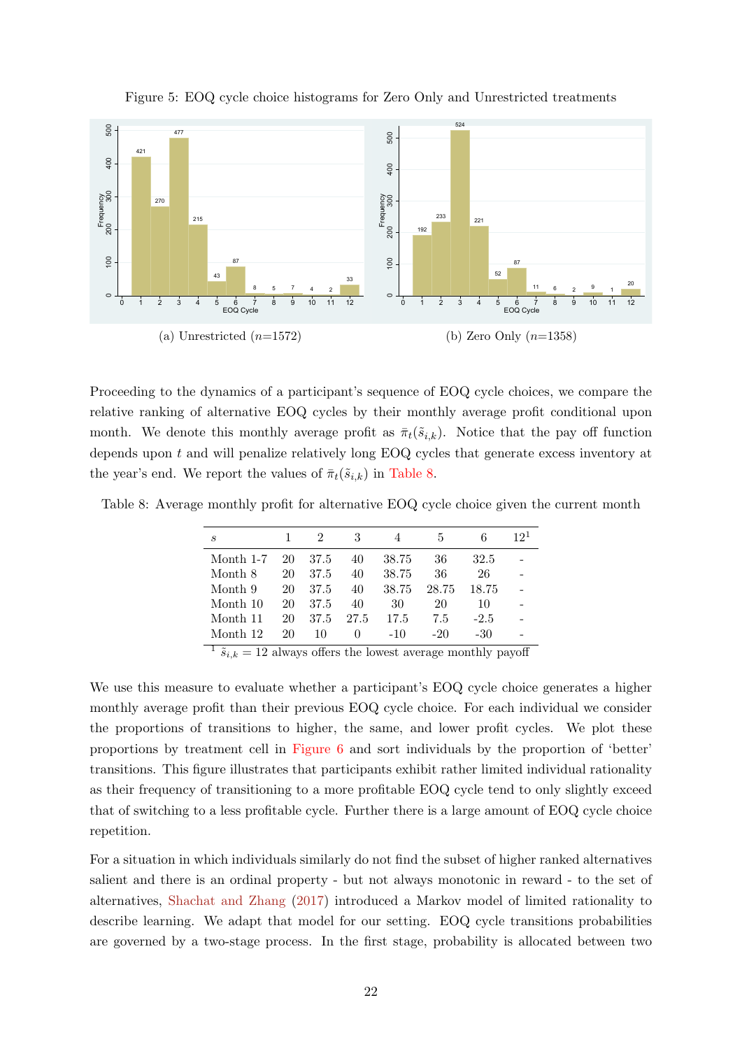Figure 5: EOQ cycle choice histograms for Zero Only and Unrestricted treatments

(a) Unrestricted ($n$=1572)

(b) Zero Only ($n$=1358)

Proceeding to the dynamics of a participant's sequence of EOQ cycle choices, we compare the relative ranking of alternative EOQ cycles by their monthly average profit conditional upon month. We denote this monthly average profit as $\bar{\pi}_t(\tilde{s}_{i,k})$. Notice that the pay off function depends upon $t$ and will penalize relatively long EOQ cycles that generate excess inventory at the year's end. We report the values of $\bar{\pi}_t(\tilde{s}_{i,k})$ in Table 8.

Table 8: Average monthly profit for alternative EOQ cycle choice given the current month

| $s$ | 1 | 2 | 3 | 4 | 5 | 6 | 12[1] |
|---|---|---|---|---|---|---|---|
| Month 1-7 | 20 | 37.5 | 40 | 38.75 | 36 | 32.5 | - |
| Month 8 | 20 | 37.5 | 40 | 38.75 | 36 | 26 | - |
| Month 9 | 20 | 37.5 | 40 | 38.75 | 28.75 | 18.75 | - |
| Month 10 | 20 | 37.5 | 40 | 30 | 20 | 10 | - |
| Month 11 | 20 | 37.5 | 27.5 | 17.5 | 7.5 | -2.5 | - |
| Month 12 | 20 | 10 | 0 | -10 | -20 | -30 | - |

[1] $\tilde{s}_{i,k} = 12$ always offers the lowest average monthly payoff

We use this measure to evaluate whether a participant's EOQ cycle choice generates a higher monthly average profit than their previous EOQ cycle choice. For each individual we consider the proportions of transitions to higher, the same, and lower profit cycles. We plot these proportions by treatment cell in Figure 6 and sort individuals by the proportion of 'better' transitions. This figure illustrates that participants exhibit rather limited individual rationality as their frequency of transitioning to a more profitable EOQ cycle tend to only slightly exceed that of switching to a less profitable cycle. Further there is a large amount of EOQ cycle choice repetition.

For a situation in which individuals similarly do not find the subset of higher ranked alternatives salient and there is an ordinal property - but not always monotonic in reward - to the set of alternatives, Shachat and Zhang (2017) introduced a Markov model of limited rationality to describe learning. We adapt that model for our setting. EOQ cycle transitions probabilities are governed by a two-stage process. In the first stage, probability is allocated between two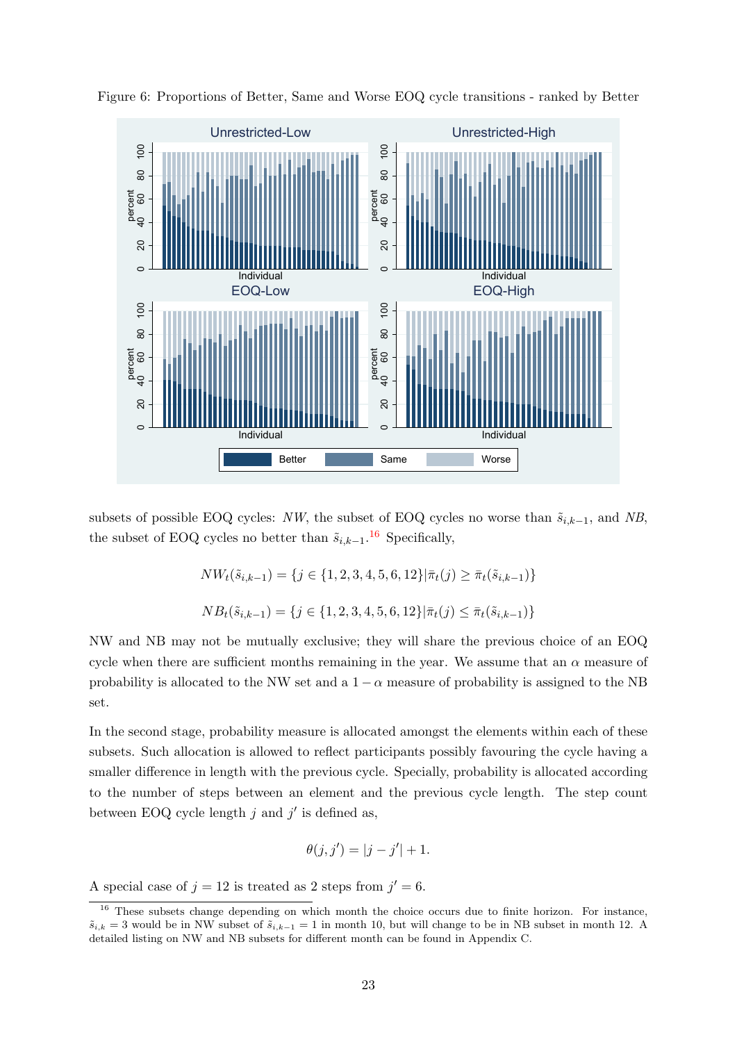Figure 6: Proportions of Better, Same and Worse EOQ cycle transitions - ranked by Better

subsets of possible EOQ cycles: $NW$, the subset of EOQ cycles no worse than $\tilde{s}_{i,k-1}$, and $NB$, the subset of EOQ cycles no better than $\tilde{s}_{i,k-1}$.[16] Specifically,

$$NW_t(\tilde{s}_{i,k-1}) = \{j \in \{1, 2, 3, 4, 5, 6, 12\} | \bar{\pi}_t(j) \geq \bar{\pi}_t(\tilde{s}_{i,k-1})\}$$

$$NB_t(\tilde{s}_{i,k-1}) = \{j \in \{1, 2, 3, 4, 5, 6, 12\} | \bar{\pi}_t(j) \leq \bar{\pi}_t(\tilde{s}_{i,k-1})\}$$

NW and NB may not be mutually exclusive; they will share the previous choice of an EOQ cycle when there are sufficient months remaining in the year. We assume that an $\alpha$ measure of probability is allocated to the NW set and a $1 - \alpha$ measure of probability is assigned to the NB set.

In the second stage, probability measure is allocated amongst the elements within each of these subsets. Such allocation is allowed to reflect participants possibly favouring the cycle having a smaller difference in length with the previous cycle. Specially, probability is allocated according to the number of steps between an element and the previous cycle length. The step count between EOQ cycle length $j$ and $j'$ is defined as,

$$\theta(j, j') = |j - j'| + 1.$$

A special case of $j = 12$ is treated as 2 steps from $j' = 6$.

[16] These subsets change depending on which month the choice occurs due to finite horizon. For instance, $\tilde{s}_{i,k} = 3$ would be in NW subset of $\tilde{s}_{i,k-1} = 1$ in month 10, but will change to be in NB subset in month 12. A detailed listing on NW and NB subsets for different month can be found in Appendix C.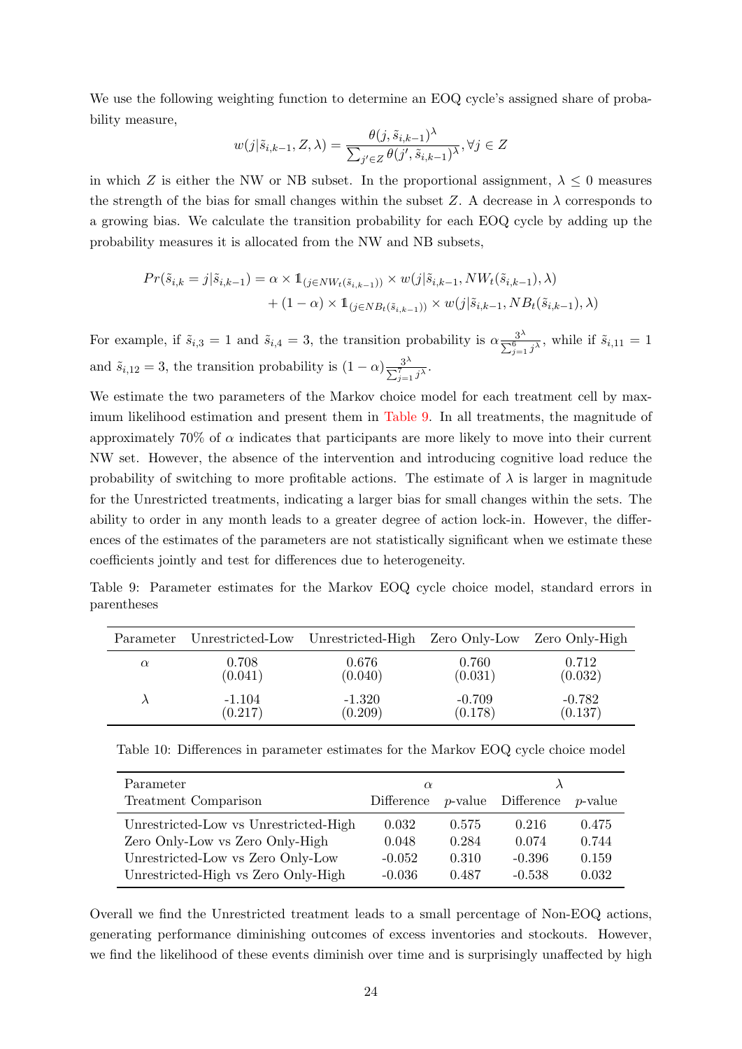We use the following weighting function to determine an EOQ cycle's assigned share of probability measure,

$$w(j|\tilde{s}_{i,k-1}, Z, \lambda) = \frac{\theta(j, \tilde{s}_{i,k-1})^{\lambda}}{\sum_{j' \in Z} \theta(j', \tilde{s}_{i,k-1})^{\lambda}}, \forall j \in Z$$

in which $Z$ is either the NW or NB subset. In the proportional assignment, $\lambda \leq 0$ measures the strength of the bias for small changes within the subset $Z$. A decrease in $\lambda$ corresponds to a growing bias. We calculate the transition probability for each EOQ cycle by adding up the probability measures it is allocated from the NW and NB subsets,

$$\begin{aligned}
Pr(\tilde{s}_{i,k} = j|\tilde{s}_{i,k-1}) = {} & \alpha \times \mathbb{1}_{(j \in NW_t(\tilde{s}_{i,k-1}))} \times w(j|\tilde{s}_{i,k-1}, NW_t(\tilde{s}_{i,k-1}), \lambda) \\
& + (1-\alpha) \times \mathbb{1}_{(j \in NB_t(\tilde{s}_{i,k-1}))} \times w(j|\tilde{s}_{i,k-1}, NB_t(\tilde{s}_{i,k-1}), \lambda)
\end{aligned}$$

For example, if $\tilde{s}_{i,3} = 1$ and $\tilde{s}_{i,4} = 3$, the transition probability is $\alpha \frac{3^{\lambda}}{\sum_{j=1}^{6} j^{\lambda}}$, while if $\tilde{s}_{i,11} = 1$ and $\tilde{s}_{i,12} = 3$, the transition probability is $(1-\alpha)\frac{3^{\lambda}}{\sum_{j=1}^{7} j^{\lambda}}$.

We estimate the two parameters of the Markov choice model for each treatment cell by maximum likelihood estimation and present them in Table 9. In all treatments, the magnitude of approximately 70% of $\alpha$ indicates that participants are more likely to move into their current NW set. However, the absence of the intervention and introducing cognitive load reduce the probability of switching to more profitable actions. The estimate of $\lambda$ is larger in magnitude for the Unrestricted treatments, indicating a larger bias for small changes within the sets. The ability to order in any month leads to a greater degree of action lock-in. However, the differences of the estimates of the parameters are not statistically significant when we estimate these coefficients jointly and test for differences due to heterogeneity.

Table 9: Parameter estimates for the Markov EOQ cycle choice model, standard errors in parentheses

| Parameter | Unrestricted-Low | Unrestricted-High | Zero Only-Low | Zero Only-High |
|---|---|---|---|---|
| $\alpha$ | 0.708 | 0.676 | 0.760 | 0.712 |
| | (0.041) | (0.040) | (0.031) | (0.032) |
| $\lambda$ | -1.104 | -1.320 | -0.709 | -0.782 |
| | (0.217) | (0.209) | (0.178) | (0.137) |

Table 10: Differences in parameter estimates for the Markov EOQ cycle choice model

| Parameter | $\alpha$ | | $\lambda$ | |
|---|---|---|---|---|
| Treatment Comparison | Difference | $p$-value | Difference | $p$-value |
| Unrestricted-Low vs Unrestricted-High | 0.032 | 0.575 | 0.216 | 0.475 |
| Zero Only-Low vs Zero Only-High | 0.048 | 0.284 | 0.074 | 0.744 |
| Unrestricted-Low vs Zero Only-Low | -0.052 | 0.310 | -0.396 | 0.159 |
| Unrestricted-High vs Zero Only-High | -0.036 | 0.487 | -0.538 | 0.032 |

Overall we find the Unrestricted treatment leads to a small percentage of Non-EOQ actions, generating performance diminishing outcomes of excess inventories and stockouts. However, we find the likelihood of these events diminish over time and is surprisingly unaffected by high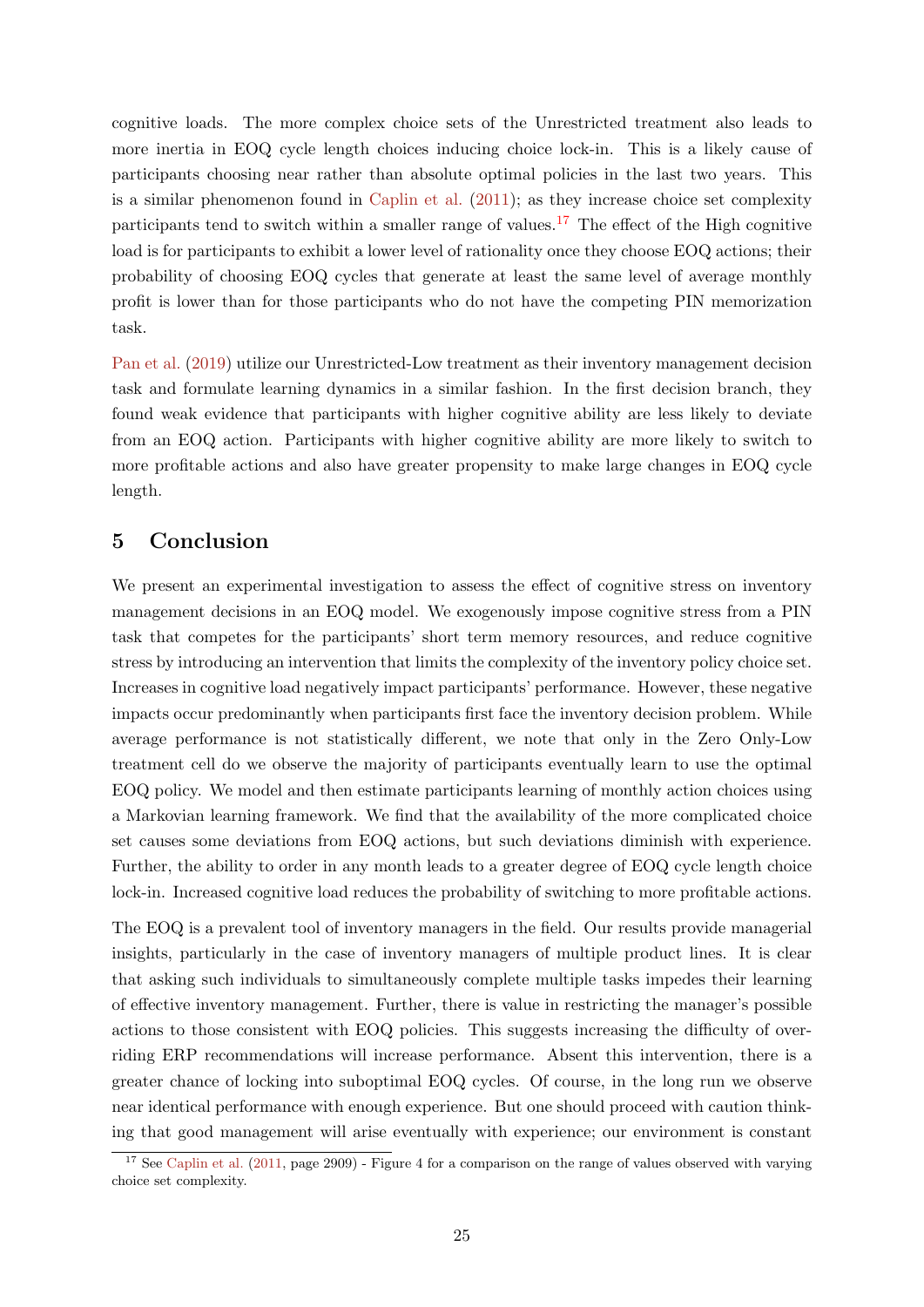cognitive loads. The more complex choice sets of the Unrestricted treatment also leads to more inertia in EOQ cycle length choices inducing choice lock-in. This is a likely cause of participants choosing near rather than absolute optimal policies in the last two years. This is a similar phenomenon found in Caplin et al. (2011); as they increase choice set complexity participants tend to switch within a smaller range of values.[17] The effect of the High cognitive load is for participants to exhibit a lower level of rationality once they choose EOQ actions; their probability of choosing EOQ cycles that generate at least the same level of average monthly profit is lower than for those participants who do not have the competing PIN memorization task.

Pan et al. (2019) utilize our Unrestricted-Low treatment as their inventory management decision task and formulate learning dynamics in a similar fashion. In the first decision branch, they found weak evidence that participants with higher cognitive ability are less likely to deviate from an EOQ action. Participants with higher cognitive ability are more likely to switch to more profitable actions and also have greater propensity to make large changes in EOQ cycle length.

## 5 Conclusion

We present an experimental investigation to assess the effect of cognitive stress on inventory management decisions in an EOQ model. We exogenously impose cognitive stress from a PIN task that competes for the participants' short term memory resources, and reduce cognitive stress by introducing an intervention that limits the complexity of the inventory policy choice set. Increases in cognitive load negatively impact participants' performance. However, these negative impacts occur predominantly when participants first face the inventory decision problem. While average performance is not statistically different, we note that only in the Zero Only-Low treatment cell do we observe the majority of participants eventually learn to use the optimal EOQ policy. We model and then estimate participants learning of monthly action choices using a Markovian learning framework. We find that the availability of the more complicated choice set causes some deviations from EOQ actions, but such deviations diminish with experience. Further, the ability to order in any month leads to a greater degree of EOQ cycle length choice lock-in. Increased cognitive load reduces the probability of switching to more profitable actions.

The EOQ is a prevalent tool of inventory managers in the field. Our results provide managerial insights, particularly in the case of inventory managers of multiple product lines. It is clear that asking such individuals to simultaneously complete multiple tasks impedes their learning of effective inventory management. Further, there is value in restricting the manager's possible actions to those consistent with EOQ policies. This suggests increasing the difficulty of overriding ERP recommendations will increase performance. Absent this intervention, there is a greater chance of locking into suboptimal EOQ cycles. Of course, in the long run we observe near identical performance with enough experience. But one should proceed with caution thinking that good management will arise eventually with experience; our environment is constant

[17] See Caplin et al. (2011, page 2909) - Figure 4 for a comparison on the range of values observed with varying choice set complexity.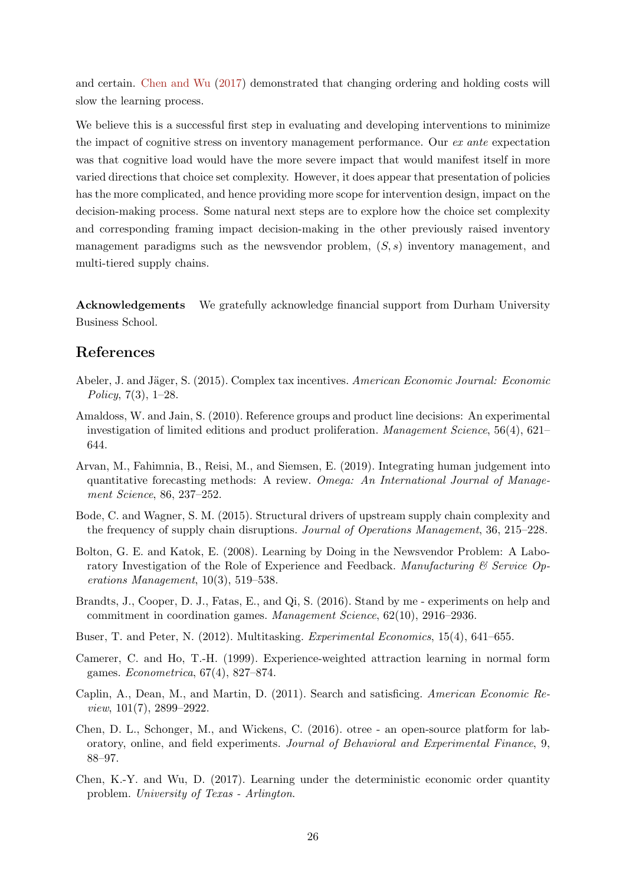and certain. Chen and Wu (2017) demonstrated that changing ordering and holding costs will slow the learning process.

We believe this is a successful first step in evaluating and developing interventions to minimize the impact of cognitive stress on inventory management performance. Our *ex ante* expectation was that cognitive load would have the more severe impact that would manifest itself in more varied directions that choice set complexity. However, it does appear that presentation of policies has the more complicated, and hence providing more scope for intervention design, impact on the decision-making process. Some natural next steps are to explore how the choice set complexity and corresponding framing impact decision-making in the other previously raised inventory management paradigms such as the newsvendor problem, $(S, s)$ inventory management, and multi-tiered supply chains.

**Acknowledgements** We gratefully acknowledge financial support from Durham University Business School.

## References

Abeler, J. and Jäger, S. (2015). Complex tax incentives. *American Economic Journal: Economic Policy*, 7(3), 1–28.

Amaldoss, W. and Jain, S. (2010). Reference groups and product line decisions: An experimental investigation of limited editions and product proliferation. *Management Science*, 56(4), 621–644.

Arvan, M., Fahimnia, B., Reisi, M., and Siemsen, E. (2019). Integrating human judgement into quantitative forecasting methods: A review. *Omega: An International Journal of Management Science*, 86, 237–252.

Bode, C. and Wagner, S. M. (2015). Structural drivers of upstream supply chain complexity and the frequency of supply chain disruptions. *Journal of Operations Management*, 36, 215–228.

Bolton, G. E. and Katok, E. (2008). Learning by Doing in the Newsvendor Problem: A Laboratory Investigation of the Role of Experience and Feedback. *Manufacturing & Service Operations Management*, 10(3), 519–538.

Brandts, J., Cooper, D. J., Fatas, E., and Qi, S. (2016). Stand by me - experiments on help and commitment in coordination games. *Management Science*, 62(10), 2916–2936.

Buser, T. and Peter, N. (2012). Multitasking. *Experimental Economics*, 15(4), 641–655.

Camerer, C. and Ho, T.-H. (1999). Experience-weighted attraction learning in normal form games. *Econometrica*, 67(4), 827–874.

Caplin, A., Dean, M., and Martin, D. (2011). Search and satisficing. *American Economic Review*, 101(7), 2899–2922.

Chen, D. L., Schonger, M., and Wickens, C. (2016). otree - an open-source platform for laboratory, online, and field experiments. *Journal of Behavioral and Experimental Finance*, 9, 88–97.

Chen, K.-Y. and Wu, D. (2017). Learning under the deterministic economic order quantity problem. *University of Texas - Arlington*.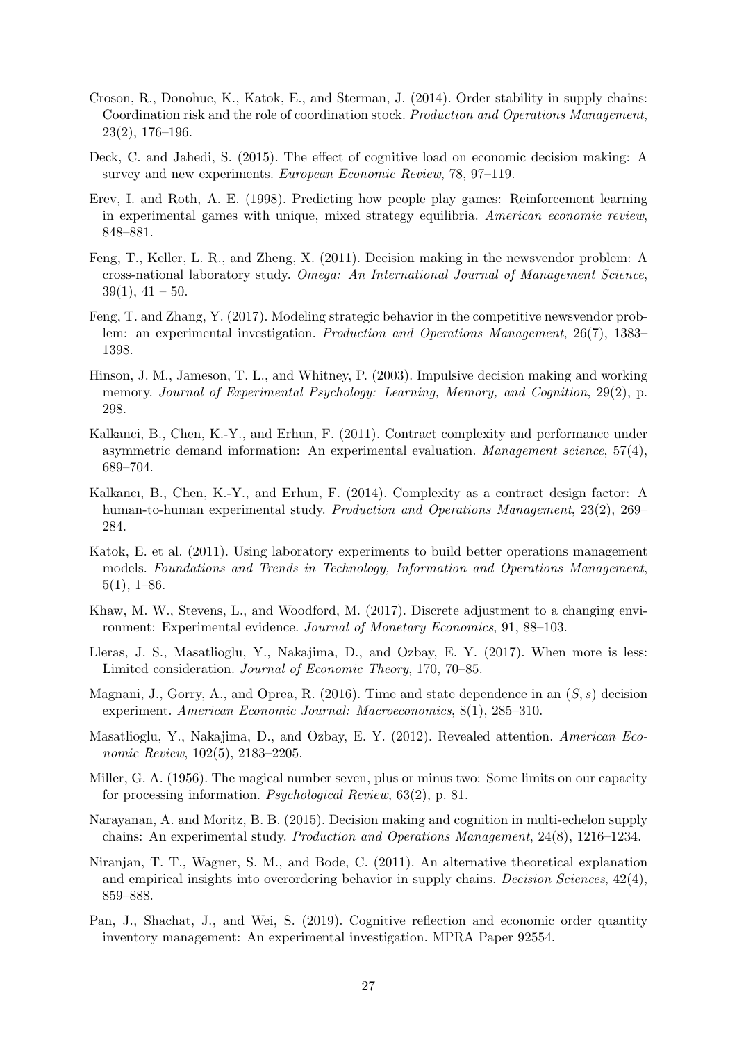Croson, R., Donohue, K., Katok, E., and Sterman, J. (2014). Order stability in supply chains: Coordination risk and the role of coordination stock. *Production and Operations Management*, 23(2), 176–196.

Deck, C. and Jahedi, S. (2015). The effect of cognitive load on economic decision making: A survey and new experiments. *European Economic Review*, 78, 97–119.

Erev, I. and Roth, A. E. (1998). Predicting how people play games: Reinforcement learning in experimental games with unique, mixed strategy equilibria. *American economic review*, 848–881.

Feng, T., Keller, L. R., and Zheng, X. (2011). Decision making in the newsvendor problem: A cross-national laboratory study. *Omega: An International Journal of Management Science*, 39(1), 41 – 50.

Feng, T. and Zhang, Y. (2017). Modeling strategic behavior in the competitive newsvendor problem: an experimental investigation. *Production and Operations Management*, 26(7), 1383–1398.

Hinson, J. M., Jameson, T. L., and Whitney, P. (2003). Impulsive decision making and working memory. *Journal of Experimental Psychology: Learning, Memory, and Cognition*, 29(2), p. 298.

Kalkanci, B., Chen, K.-Y., and Erhun, F. (2011). Contract complexity and performance under asymmetric demand information: An experimental evaluation. *Management science*, 57(4), 689–704.

Kalkancı, B., Chen, K.-Y., and Erhun, F. (2014). Complexity as a contract design factor: A human-to-human experimental study. *Production and Operations Management*, 23(2), 269–284.

Katok, E. et al. (2011). Using laboratory experiments to build better operations management models. *Foundations and Trends in Technology, Information and Operations Management*, 5(1), 1–86.

Khaw, M. W., Stevens, L., and Woodford, M. (2017). Discrete adjustment to a changing environment: Experimental evidence. *Journal of Monetary Economics*, 91, 88–103.

Lleras, J. S., Masatlioglu, Y., Nakajima, D., and Ozbay, E. Y. (2017). When more is less: Limited consideration. *Journal of Economic Theory*, 170, 70–85.

Magnani, J., Gorry, A., and Oprea, R. (2016). Time and state dependence in an $(S, s)$ decision experiment. *American Economic Journal: Macroeconomics*, 8(1), 285–310.

Masatlioglu, Y., Nakajima, D., and Ozbay, E. Y. (2012). Revealed attention. *American Economic Review*, 102(5), 2183–2205.

Miller, G. A. (1956). The magical number seven, plus or minus two: Some limits on our capacity for processing information. *Psychological Review*, 63(2), p. 81.

Narayanan, A. and Moritz, B. B. (2015). Decision making and cognition in multi-echelon supply chains: An experimental study. *Production and Operations Management*, 24(8), 1216–1234.

Niranjan, T. T., Wagner, S. M., and Bode, C. (2011). An alternative theoretical explanation and empirical insights into overordering behavior in supply chains. *Decision Sciences*, 42(4), 859–888.

Pan, J., Shachat, J., and Wei, S. (2019). Cognitive reflection and economic order quantity inventory management: An experimental investigation. MPRA Paper 92554.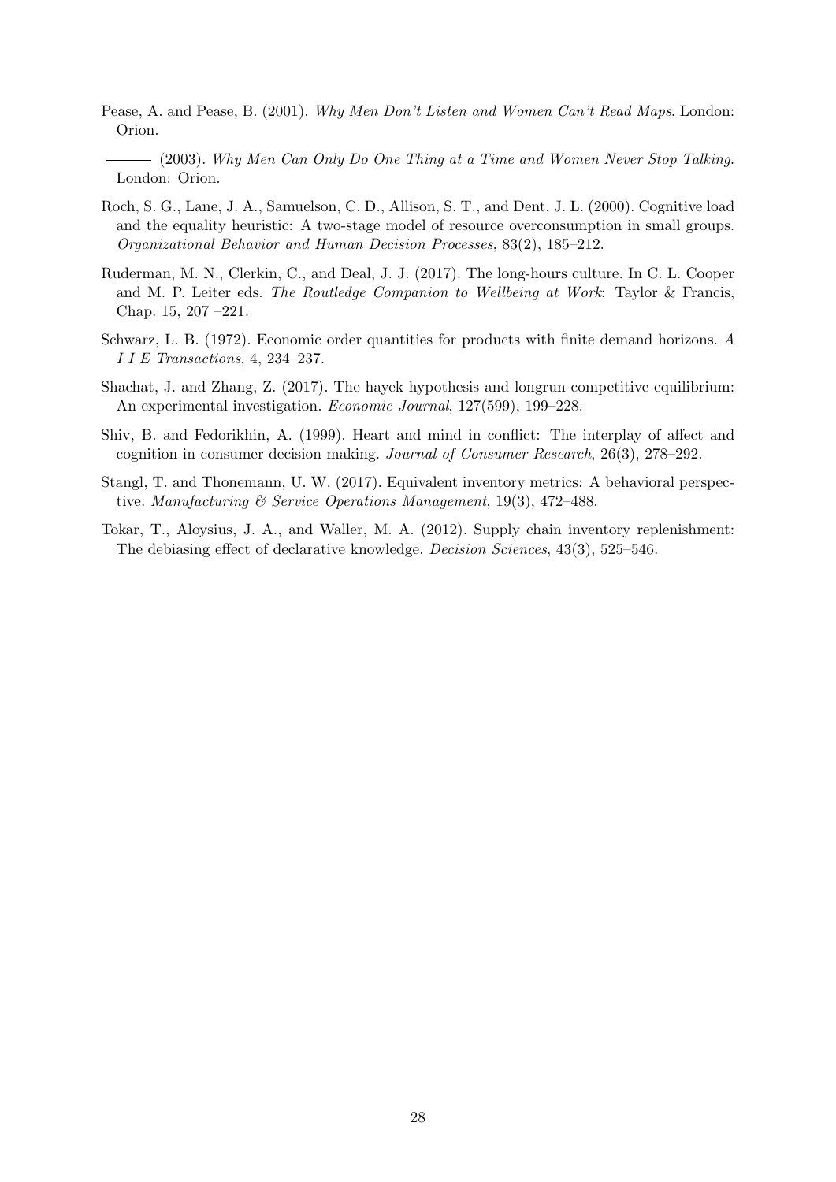Pease, A. and Pease, B. (2001). *Why Men Don't Listen and Women Can't Read Maps*. London: Orion.

——— (2003). *Why Men Can Only Do One Thing at a Time and Women Never Stop Talking*. London: Orion.

Roch, S. G., Lane, J. A., Samuelson, C. D., Allison, S. T., and Dent, J. L. (2000). Cognitive load and the equality heuristic: A two-stage model of resource overconsumption in small groups. *Organizational Behavior and Human Decision Processes*, 83(2), 185–212.

Ruderman, M. N., Clerkin, C., and Deal, J. J. (2017). The long-hours culture. In C. L. Cooper and M. P. Leiter eds. *The Routledge Companion to Wellbeing at Work*: Taylor & Francis, Chap. 15, 207 –221.

Schwarz, L. B. (1972). Economic order quantities for products with finite demand horizons. *A I I E Transactions*, 4, 234–237.

Shachat, J. and Zhang, Z. (2017). The hayek hypothesis and longrun competitive equilibrium: An experimental investigation. *Economic Journal*, 127(599), 199–228.

Shiv, B. and Fedorikhin, A. (1999). Heart and mind in conflict: The interplay of affect and cognition in consumer decision making. *Journal of Consumer Research*, 26(3), 278–292.

Stangl, T. and Thonemann, U. W. (2017). Equivalent inventory metrics: A behavioral perspective. *Manufacturing & Service Operations Management*, 19(3), 472–488.

Tokar, T., Aloysius, J. A., and Waller, M. A. (2012). Supply chain inventory replenishment: The debiasing effect of declarative knowledge. *Decision Sciences*, 43(3), 525–546.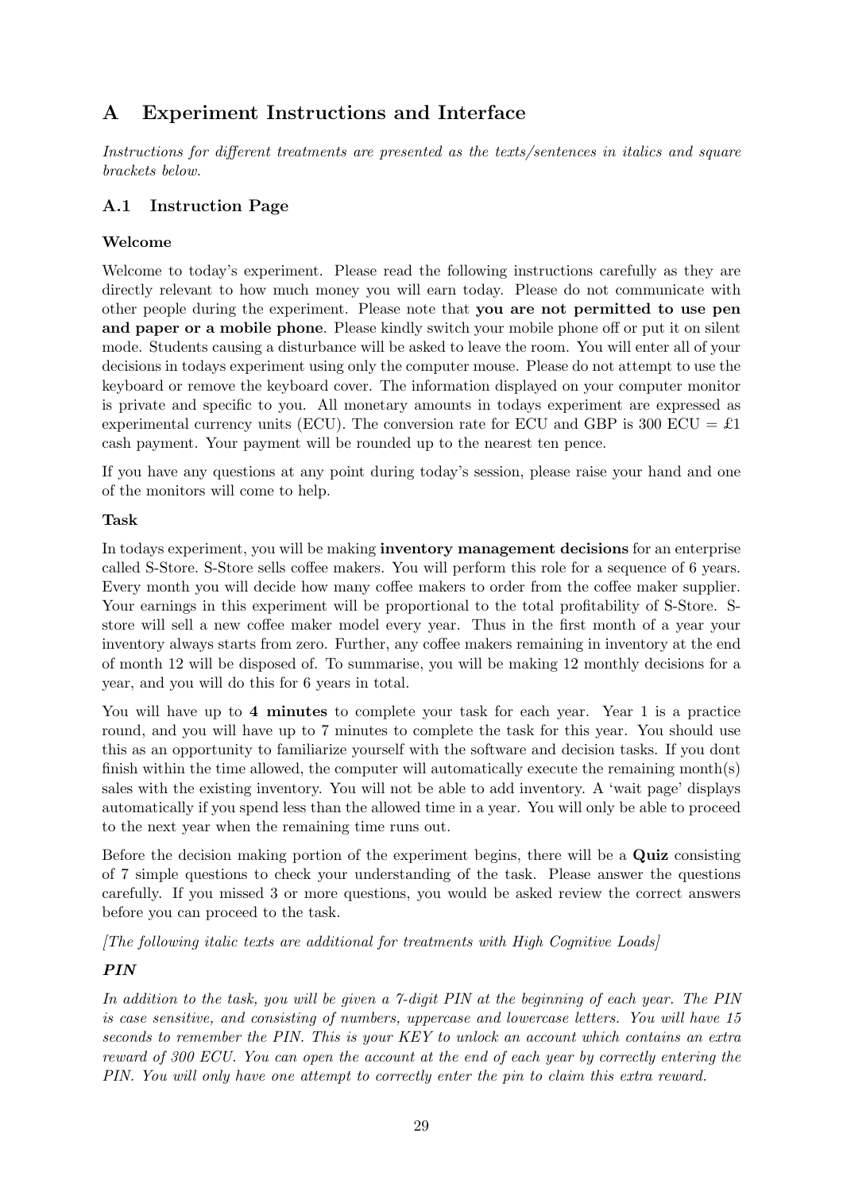# A Experiment Instructions and Interface

*Instructions for different treatments are presented as the texts/sentences in italics and square brackets below.*

## A.1 Instruction Page

### Welcome

Welcome to today's experiment. Please read the following instructions carefully as they are directly relevant to how much money you will earn today. Please do not communicate with other people during the experiment. Please note that **you are not permitted to use pen and paper or a mobile phone**. Please kindly switch your mobile phone off or put it on silent mode. Students causing a disturbance will be asked to leave the room. You will enter all of your decisions in todays experiment using only the computer mouse. Please do not attempt to use the keyboard or remove the keyboard cover. The information displayed on your computer monitor is private and specific to you. All monetary amounts in todays experiment are expressed as experimental currency units (ECU). The conversion rate for ECU and GBP is 300 ECU = £1 cash payment. Your payment will be rounded up to the nearest ten pence.

If you have any questions at any point during today's session, please raise your hand and one of the monitors will come to help.

### Task

In todays experiment, you will be making **inventory management decisions** for an enterprise called S-Store. S-Store sells coffee makers. You will perform this role for a sequence of 6 years. Every month you will decide how many coffee makers to order from the coffee maker supplier. Your earnings in this experiment will be proportional to the total profitability of S-Store. S-store will sell a new coffee maker model every year. Thus in the first month of a year your inventory always starts from zero. Further, any coffee makers remaining in inventory at the end of month 12 will be disposed of. To summarise, you will be making 12 monthly decisions for a year, and you will do this for 6 years in total.

You will have up to **4 minutes** to complete your task for each year. Year 1 is a practice round, and you will have up to 7 minutes to complete the task for this year. You should use this as an opportunity to familiarize yourself with the software and decision tasks. If you dont finish within the time allowed, the computer will automatically execute the remaining month(s) sales with the existing inventory. You will not be able to add inventory. A 'wait page' displays automatically if you spend less than the allowed time in a year. You will only be able to proceed to the next year when the remaining time runs out.

Before the decision making portion of the experiment begins, there will be a **Quiz** consisting of 7 simple questions to check your understanding of the task. Please answer the questions carefully. If you missed 3 or more questions, you would be asked review the correct answers before you can proceed to the task.

*[The following italic texts are additional for treatments with High Cognitive Loads]*

### *PIN*

*In addition to the task, you will be given a 7-digit PIN at the beginning of each year. The PIN is case sensitive, and consisting of numbers, uppercase and lowercase letters. You will have 15 seconds to remember the PIN. This is your KEY to unlock an account which contains an extra reward of 300 ECU. You can open the account at the end of each year by correctly entering the PIN. You will only have one attempt to correctly enter the pin to claim this extra reward.*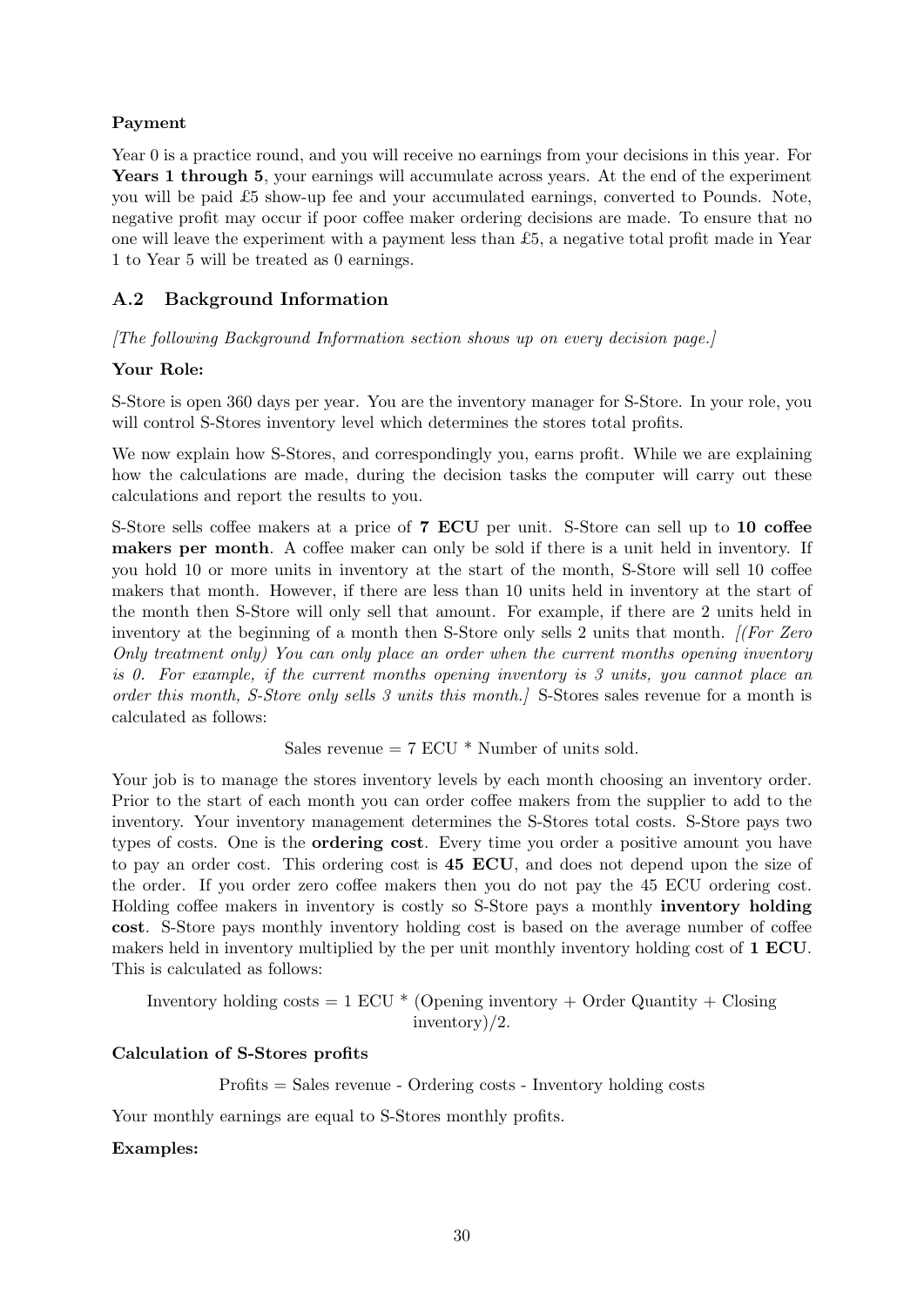**Payment**

Year 0 is a practice round, and you will receive no earnings from your decisions in this year. For **Years 1 through 5**, your earnings will accumulate across years. At the end of the experiment you will be paid £5 show-up fee and your accumulated earnings, converted to Pounds. Note, negative profit may occur if poor coffee maker ordering decisions are made. To ensure that no one will leave the experiment with a payment less than £5, a negative total profit made in Year 1 to Year 5 will be treated as 0 earnings.

## A.2 Background Information

*[The following Background Information section shows up on every decision page.]*

**Your Role:**

S-Store is open 360 days per year. You are the inventory manager for S-Store. In your role, you will control S-Stores inventory level which determines the stores total profits.

We now explain how S-Stores, and correspondingly you, earns profit. While we are explaining how the calculations are made, during the decision tasks the computer will carry out these calculations and report the results to you.

S-Store sells coffee makers at a price of **7 ECU** per unit. S-Store can sell up to **10 coffee makers per month**. A coffee maker can only be sold if there is a unit held in inventory. If you hold 10 or more units in inventory at the start of the month, S-Store will sell 10 coffee makers that month. However, if there are less than 10 units held in inventory at the start of the month then S-Store will only sell that amount. For example, if there are 2 units held in inventory at the beginning of a month then S-Store only sells 2 units that month. *[(For Zero Only treatment only) You can only place an order when the current months opening inventory is 0. For example, if the current months opening inventory is 3 units, you cannot place an order this month, S-Store only sells 3 units this month.]* S-Stores sales revenue for a month is calculated as follows:

Sales revenue = 7 ECU * Number of units sold.

Your job is to manage the stores inventory levels by each month choosing an inventory order. Prior to the start of each month you can order coffee makers from the supplier to add to the inventory. Your inventory management determines the S-Stores total costs. S-Store pays two types of costs. One is the **ordering cost**. Every time you order a positive amount you have to pay an order cost. This ordering cost is **45 ECU**, and does not depend upon the size of the order. If you order zero coffee makers then you do not pay the 45 ECU ordering cost. Holding coffee makers in inventory is costly so S-Store pays a monthly **inventory holding cost**. S-Store pays monthly inventory holding cost is based on the average number of coffee makers held in inventory multiplied by the per unit monthly inventory holding cost of **1 ECU**. This is calculated as follows:

Inventory holding costs = 1 ECU * (Opening inventory + Order Quantity + Closing inventory)/2.

**Calculation of S-Stores profits**

Profits = Sales revenue - Ordering costs - Inventory holding costs

Your monthly earnings are equal to S-Stores monthly profits.

**Examples:**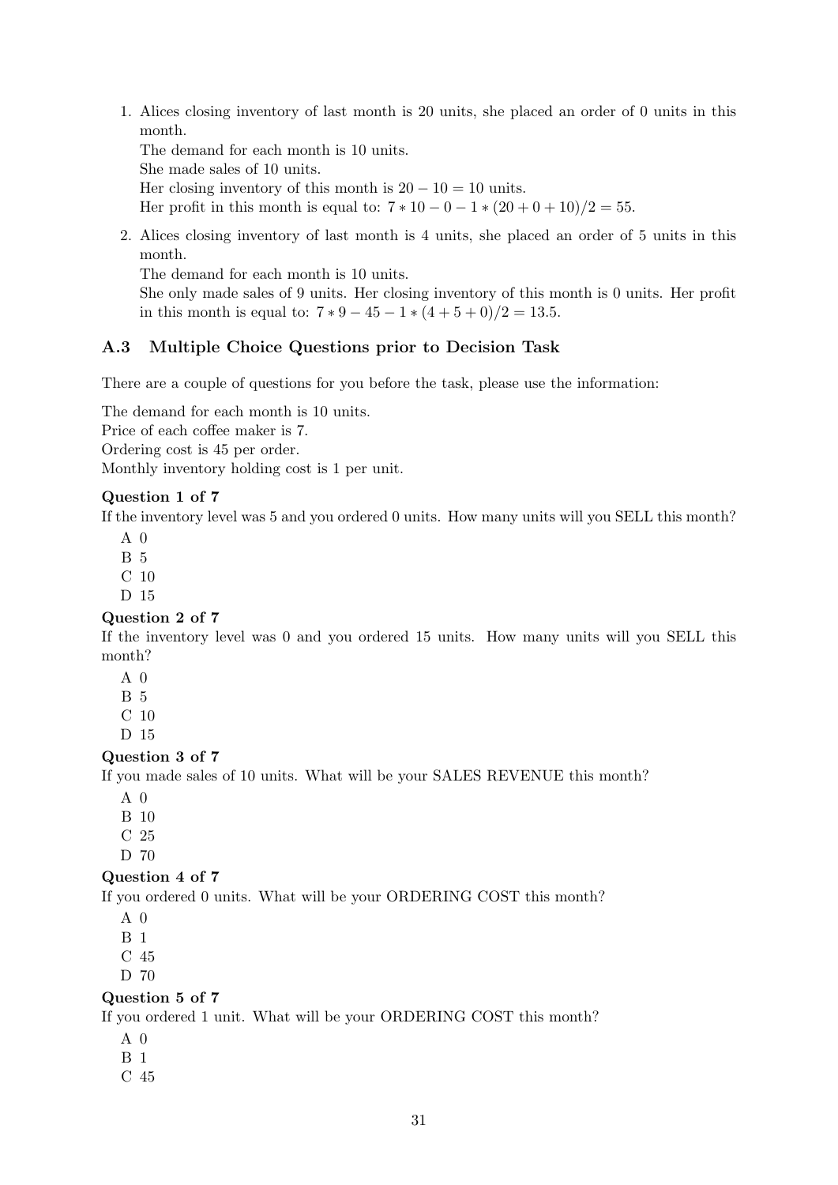1. Alices closing inventory of last month is 20 units, she placed an order of 0 units in this month.
   
   The demand for each month is 10 units.
   
   She made sales of 10 units.
   
   Her closing inventory of this month is $20 - 10 = 10$ units.
   
   Her profit in this month is equal to: $7 * 10 - 0 - 1 * (20 + 0 + 10)/2 = 55$.

2. Alices closing inventory of last month is 4 units, she placed an order of 5 units in this month.
   
   The demand for each month is 10 units.
   
   She only made sales of 9 units. Her closing inventory of this month is 0 units. Her profit in this month is equal to: $7 * 9 - 45 - 1 * (4 + 5 + 0)/2 = 13.5$.

### A.3 Multiple Choice Questions prior to Decision Task

There are a couple of questions for you before the task, please use the information:

The demand for each month is 10 units.
Price of each coffee maker is 7.
Ordering cost is 45 per order.
Monthly inventory holding cost is 1 per unit.

**Question 1 of 7**

If the inventory level was 5 and you ordered 0 units. How many units will you SELL this month?

A 0
B 5
C 10
D 15

**Question 2 of 7**

If the inventory level was 0 and you ordered 15 units. How many units will you SELL this month?

A 0
B 5
C 10
D 15

**Question 3 of 7**

If you made sales of 10 units. What will be your SALES REVENUE this month?

A 0
B 10
C 25
D 70

**Question 4 of 7**

If you ordered 0 units. What will be your ORDERING COST this month?

A 0
B 1
C 45
D 70

**Question 5 of 7**

If you ordered 1 unit. What will be your ORDERING COST this month?

A 0
B 1
C 45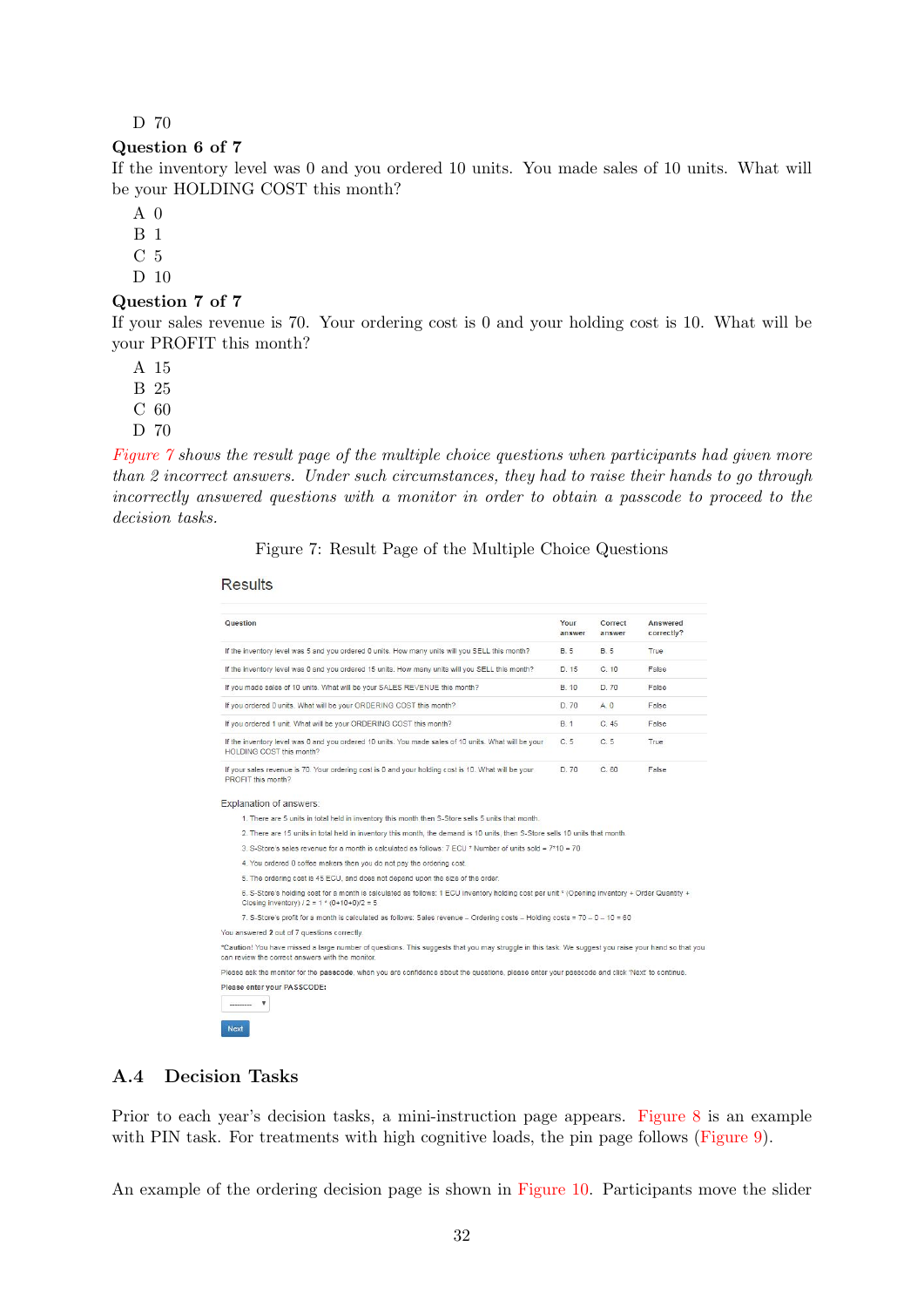D 70

**Question 6 of 7**

If the inventory level was 0 and you ordered 10 units. You made sales of 10 units. What will be your HOLDING COST this month?

A 0
B 1
C 5
D 10

**Question 7 of 7**

If your sales revenue is 70. Your ordering cost is 0 and your holding cost is 10. What will be your PROFIT this month?

A 15
B 25
C 60
D 70

*Figure 7 shows the result page of the multiple choice questions when participants had given more than 2 incorrect answers. Under such circumstances, they had to raise their hands to go through incorrectly answered questions with a monitor in order to obtain a passcode to proceed to the decision tasks.*

Figure 7: Result Page of the Multiple Choice Questions

Results

| Question | Your answer | Correct answer | Answered correctly? |
|---|---|---|---|
| If the inventory level was 5 and you ordered 0 units. How many units will you SELL this month? | B. 5 | B. 5 | True |
| If the inventory level was 0 and you ordered 15 units. How many units will you SELL this month? | D. 15 | C. 10 | False |
| If you made sales of 10 units. What will be your SALES REVENUE this month? | B. 10 | D. 70 | False |
| If you ordered 0 units. What will be your ORDERING COST this month? | D. 70 | A. 0 | False |
| If you ordered 1 unit. What will be your ORDERING COST this month? | B. 1 | C. 45 | False |
| If the inventory level was 0 and you ordered 10 units. You made sales of 10 units. What will be your HOLDING COST this month? | C. 5 | C. 5 | True |
| If your sales revenue is 70. Your ordering cost is 0 and your holding cost is 10. What will be your PROFIT this month? | D. 70 | C. 60 | False |

Explanation of answers:

1. There are 5 units in total held in inventory this month then S-Store sells 5 units that month.
2. There are 15 units in total held in inventory this month, the demand is 10 units, then S-Store sells 10 units that month.
3. S-Store's sales revenue for a month is calculated as follows: 7 ECU * Number of units sold = 7*10 = 70
4. You ordered 0 coffee makers then you do not pay the ordering cost.
5. The ordering cost is 45 ECU, and does not depend upon the size of the order.
6. S-Store's holding cost for a month is calculated as follows: 1 ECU inventory holding cost per unit * (Opening Inventory + Order Quantity + Closing Inventory) / 2 = 1 * (0+10+0)/2 = 5
7. S-Store's profit for a month is calculated as follows: Sales revenue – Ordering costs – Holding costs = 70 – 0 – 10 = 60

You answered 2 out of 7 questions correctly.

*Caution! You have missed a large number of questions. This suggests that you may struggle in this task. We suggest you raise your hand so that you can review the correct answers with the monitor.

Please ask the monitor for the passcode, when you are confidence about the questions, please enter your passcode and click 'Next' to continue.

**Please enter your PASSCODE:**

Next

## A.4 Decision Tasks

Prior to each year's decision tasks, a mini-instruction page appears. Figure 8 is an example with PIN task. For treatments with high cognitive loads, the pin page follows (Figure 9).

An example of the ordering decision page is shown in Figure 10. Participants move the slider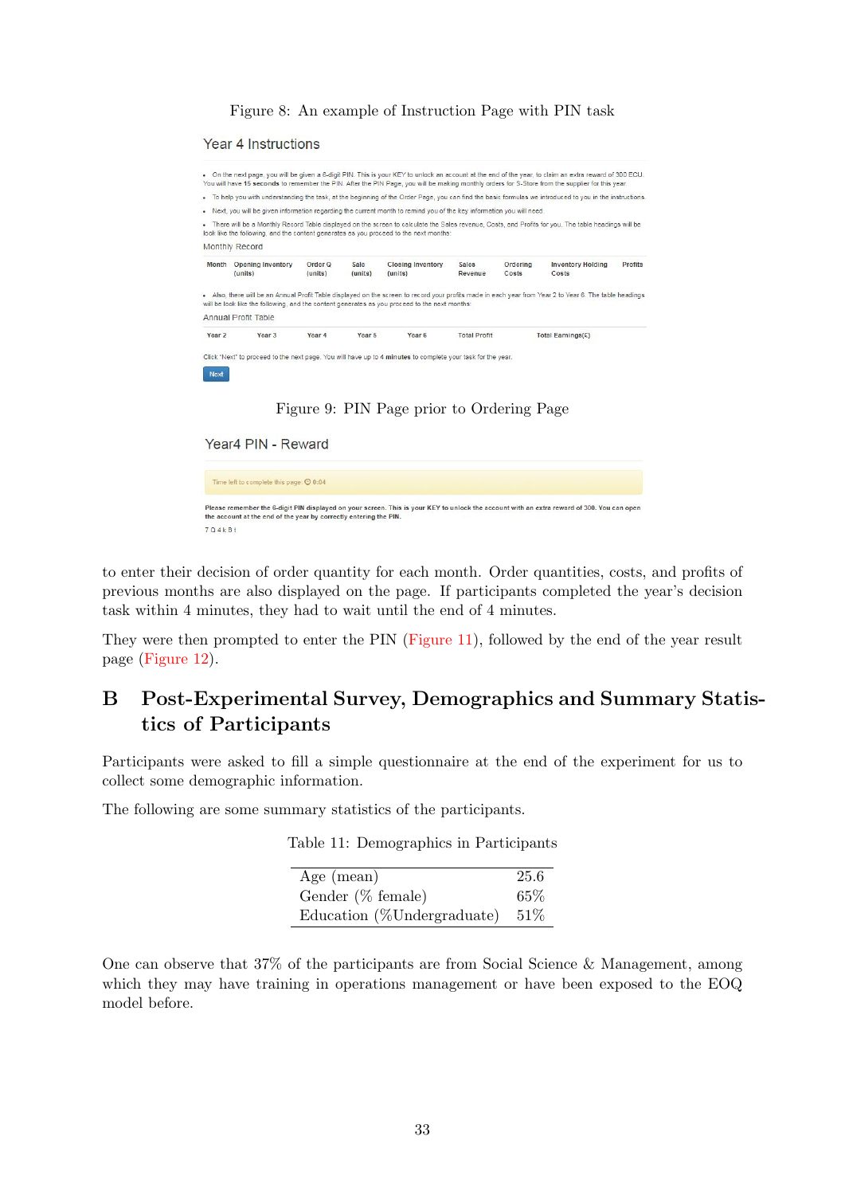Figure 8: An example of Instruction Page with PIN task

Year 4 Instructions

- On the next page, you will be given a 6-digit PIN. This is your KEY to unlock an account at the end of the year, to claim an extra reward of 300 ECU. You will have **15 seconds** to remember the PIN. After the PIN Page, you will be making monthly orders for S-Store from the supplier for this year.
- To help you with understanding the task, at the beginning of the Order Page, you can find the basic formulas we introduced to you in the instructions.
- Next, you will be given information regarding the current month to remind you of the key information you will need.
- There will be a Monthly Record Table displayed on the screen to calculate the Sales revenue, Costs, and Profits for you. The table headings will be look like the following, and the content generates as you proceed to the next months:

Monthly Record

| Month | Opening Inventory (units) | Order Q (units) | Sale (units) | Closing Inventory (units) | Sales Revenue | Ordering Costs | Inventory Holding Costs | Profits |
|---|---|---|---|---|---|---|---|---|

- Also, there will be an Annual Profit Table displayed on the screen to record your profits made in each year from Year 2 to Year 6. The table headings will be look like the following, and the content generates as you proceed to the next months:

Annual Profit Table

| Year 2 | Year 3 | Year 4 | Year 5 | Year 6 | Total Profit | Total Earnings(£) |
|---|---|---|---|---|---|---|

Click "Next" to proceed to the next page. You will have up to 4 **minutes** to complete your task for the year.

Next

Figure 9: PIN Page prior to Ordering Page

Year4 PIN - Reward

Time left to complete this page: 0:04

**Please remember the 6-digit PIN displayed on your screen. This is your KEY to unlock the account with an extra reward of 300. You can open the account at the end of the year by correctly entering the PIN.**

7 Q 4 k B t

to enter their decision of order quantity for each month. Order quantities, costs, and profits of previous months are also displayed on the page. If participants completed the year's decision task within 4 minutes, they had to wait until the end of 4 minutes.

They were then prompted to enter the PIN (Figure 11), followed by the end of the year result page (Figure 12).

# B Post-Experimental Survey, Demographics and Summary Statistics of Participants

Participants were asked to fill a simple questionnaire at the end of the experiment for us to collect some demographic information.

The following are some summary statistics of the participants.

Table 11: Demographics in Participants

| | |
|---|---|
| Age (mean) | 25.6 |
| Gender (% female) | 65% |
| Education (%Undergraduate) | 51% |

One can observe that 37% of the participants are from Social Science & Management, among which they may have training in operations management or have been exposed to the EOQ model before.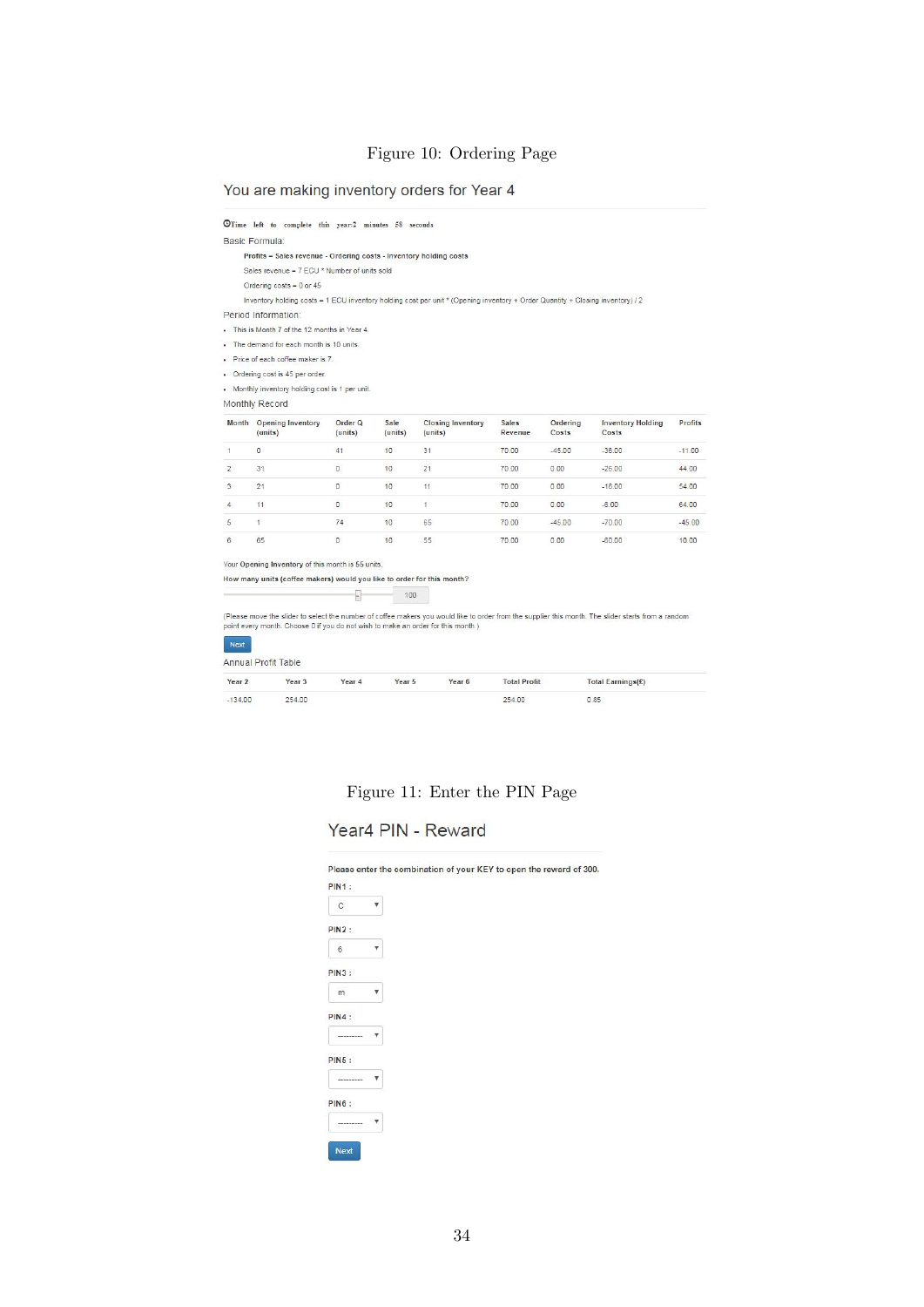Figure 10: Ordering Page

## You are making inventory orders for Year 4

Time left to complete this year:2 minutes 58 seconds

Basic Formula:

**Profits = Sales revenue - Ordering costs - Inventory holding costs**

Sales revenue = 7 ECU * Number of units sold

Ordering costs = 0 or 45

Inventory holding costs = 1 ECU inventory holding cost per unit * (Opening inventory + Order Quantity + Closing inventory) / 2

Period Information:

- This is Month 7 of the 12 months in Year 4.
- The demand for each month is 10 units.
- Price of each coffee maker is 7.
- Ordering cost is 45 per order.
- Monthly inventory holding cost is 1 per unit.

Monthly Record

| Month | Opening Inventory (units) | Order Q (units) | Sale (units) | Closing Inventory (units) | Sales Revenue | Ordering Costs | Inventory Holding Costs | Profits |
|---|---|---|---|---|---|---|---|---|
| 1 | 0 | 41 | 10 | 31 | 70.00 | -45.00 | -36.00 | -11.00 |
| 2 | 31 | 0 | 10 | 21 | 70.00 | 0.00 | -26.00 | 44.00 |
| 3 | 21 | 0 | 10 | 11 | 70.00 | 0.00 | -16.00 | 54.00 |
| 4 | 11 | 0 | 10 | 1 | 70.00 | 0.00 | -6.00 | 64.00 |
| 5 | 1 | 74 | 10 | 65 | 70.00 | -45.00 | -70.00 | -45.00 |
| 6 | 65 | 0 | 10 | 55 | 70.00 | 0.00 | -60.00 | 10.00 |

Your Opening Inventory of this month is 55 units.

**How many units (coffee makers) would you like to order for this month?**

100

(Please move the slider to select the number of coffee makers you would like to order from the supplier this month. The slider starts from a random point every month. Choose 0 if you do not wish to make an order for this month.)

Next

Annual Profit Table

| Year 2 | Year 3 | Year 4 | Year 5 | Year 6 | Total Profit | Total Earnings(€) |
|---|---|---|---|---|---|---|
| -134.00 | 254.00 | | | | 254.00 | 0.85 |

Figure 11: Enter the PIN Page

## Year4 PIN - Reward

**Please enter the combination of your KEY to open the reward of 300.**

PIN1 : C

PIN2 : 6

PIN3 : m

PIN4 : ---------

PIN5 : ---------

PIN6 : ---------

Next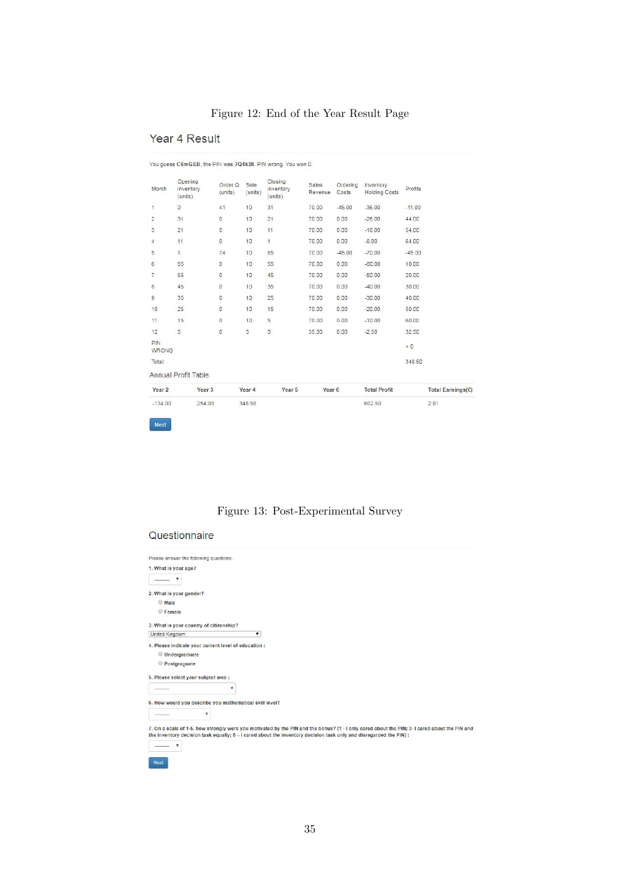Figure 12: End of the Year Result Page

## Year 4 Result

You guess C6mGEB, the PIN was 7Q4kBt. PIN wrong. You won 0.

| Month | Opening Inventory (units) | Order Q (units) | Sale (units) | Closing Inventory (units) | Sales Revenue | Ordering Costs | Inventory Holding Costs | Profits |
|---|---|---|---|---|---|---|---|---|
| 1 | 0 | 41 | 10 | 31 | 70.00 | -45.00 | -36.00 | -11.00 |
| 2 | 31 | 0 | 10 | 21 | 70.00 | 0.00 | -26.00 | 44.00 |
| 3 | 21 | 0 | 10 | 11 | 70.00 | 0.00 | -16.00 | 54.00 |
| 4 | 11 | 0 | 10 | 1 | 70.00 | 0.00 | -6.00 | 64.00 |
| 5 | 1 | 74 | 10 | 65 | 70.00 | -45.00 | -70.00 | -45.00 |
| 6 | 65 | 0 | 10 | 55 | 70.00 | 0.00 | -60.00 | 10.00 |
| 7 | 55 | 0 | 10 | 45 | 70.00 | 0.00 | -50.00 | 20.00 |
| 8 | 45 | 0 | 10 | 35 | 70.00 | 0.00 | -40.00 | 30.00 |
| 9 | 35 | 0 | 10 | 25 | 70.00 | 0.00 | -30.00 | 40.00 |
| 10 | 25 | 0 | 10 | 15 | 70.00 | 0.00 | -20.00 | 50.00 |
| 11 | 15 | 0 | 10 | 5 | 70.00 | 0.00 | -10.00 | 60.00 |
| 12 | 5 | 0 | 5 | 0 | 35.00 | 0.00 | -2.50 | 32.50 |
| PIN WRONG | | | | | | | | + 0 |
| Total: | | | | | | | | 348.50 |

Annual Profit Table

| Year 2 | Year 3 | Year 4 | Year 5 | Year 6 | Total Profit | Total Earnings(£) |
|---|---|---|---|---|---|---|
| -134.00 | 254.00 | 348.50 | | | 602.50 | 2.01 |

Next

Figure 13: Post-Experimental Survey

## Questionnaire

Please answer the following questions.

**1. What is your age?**

---------

**2. What is your gender?**

- Male
- Female

**3. What is your country of citizenship?**

United Kingdom

**4. Please indicate your current level of education :**

- Undergraduate
- Postgraguate

**5. Please select your subject area :**

---------

**6. How would you describe you mathematical skill level?**

---------

**7. On a scale of 1-5, how strongly were you motivated by the PIN and the bonus? (1 - I only cared about the PIN; 3- I cared about the PIN and the inventory decision task equally; 5 – I cared about the inventory decision task only and disregarded the PIN) :**

---------

Next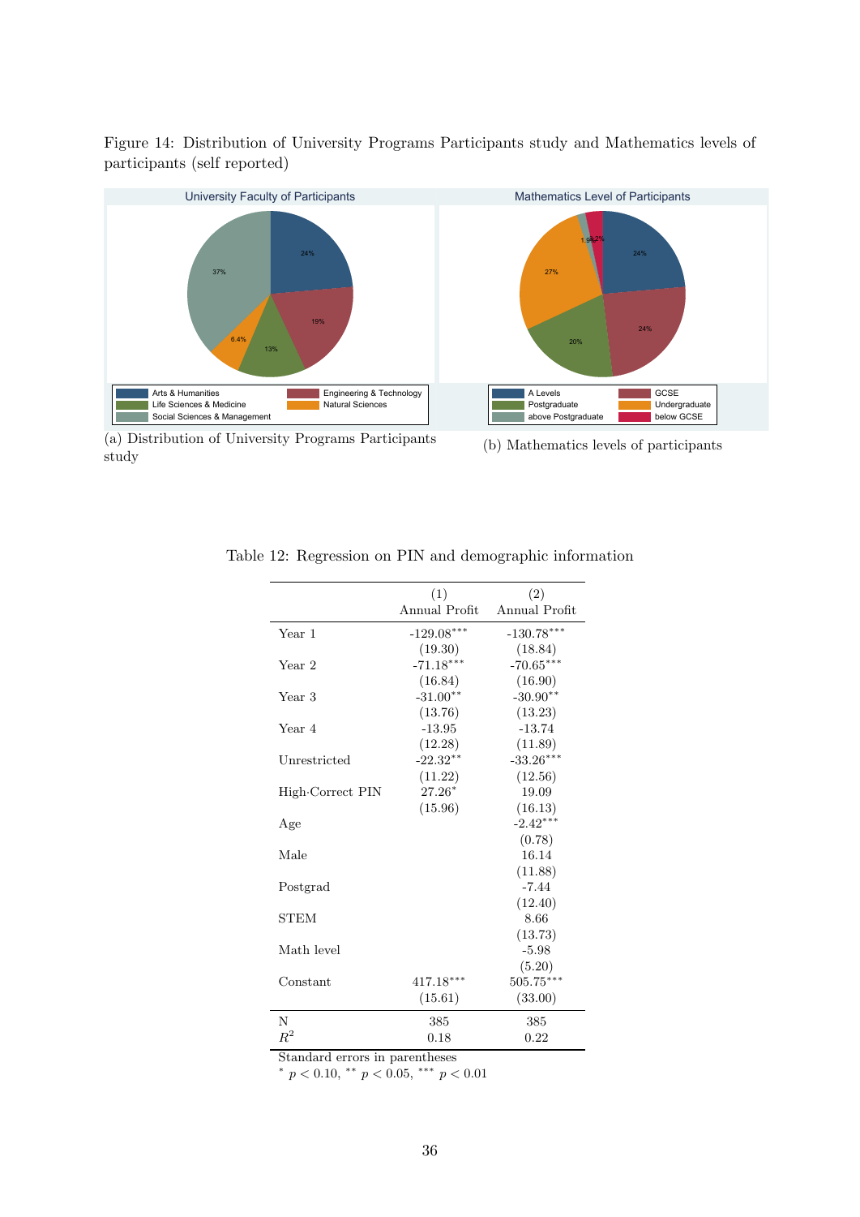Figure 14: Distribution of University Programs Participants study and Mathematics levels of participants (self reported)

(a) Distribution of University Programs Participants study

(b) Mathematics levels of participants

Table 12: Regression on PIN and demographic information

| | (1) Annual Profit | (2) Annual Profit |
|---|---|---|
| Year 1 | -129.08*** | -130.78*** |
| | (19.30) | (18.84) |
| Year 2 | -71.18*** | -70.65*** |
| | (16.84) | (16.90) |
| Year 3 | -31.00** | -30.90** |
| | (13.76) | (13.23) |
| Year 4 | -13.95 | -13.74 |
| | (12.28) | (11.89) |
| Unrestricted | -22.32** | -33.26*** |
| | (11.22) | (12.56) |
| High·Correct PIN | 27.26* | 19.09 |
| | (15.96) | (16.13) |
| Age | | -2.42*** |
| | | (0.78) |
| Male | | 16.14 |
| | | (11.88) |
| Postgrad | | -7.44 |
| | | (12.40) |
| STEM | | 8.66 |
| | | (13.73) |
| Math level | | -5.98 |
| | | (5.20) |
| Constant | 417.18*** | 505.75*** |
| | (15.61) | (33.00) |
| N | 385 | 385 |
| $R^2$ | 0.18 | 0.22 |

Standard errors in parentheses
* $p < 0.10$, ** $p < 0.05$, *** $p < 0.01$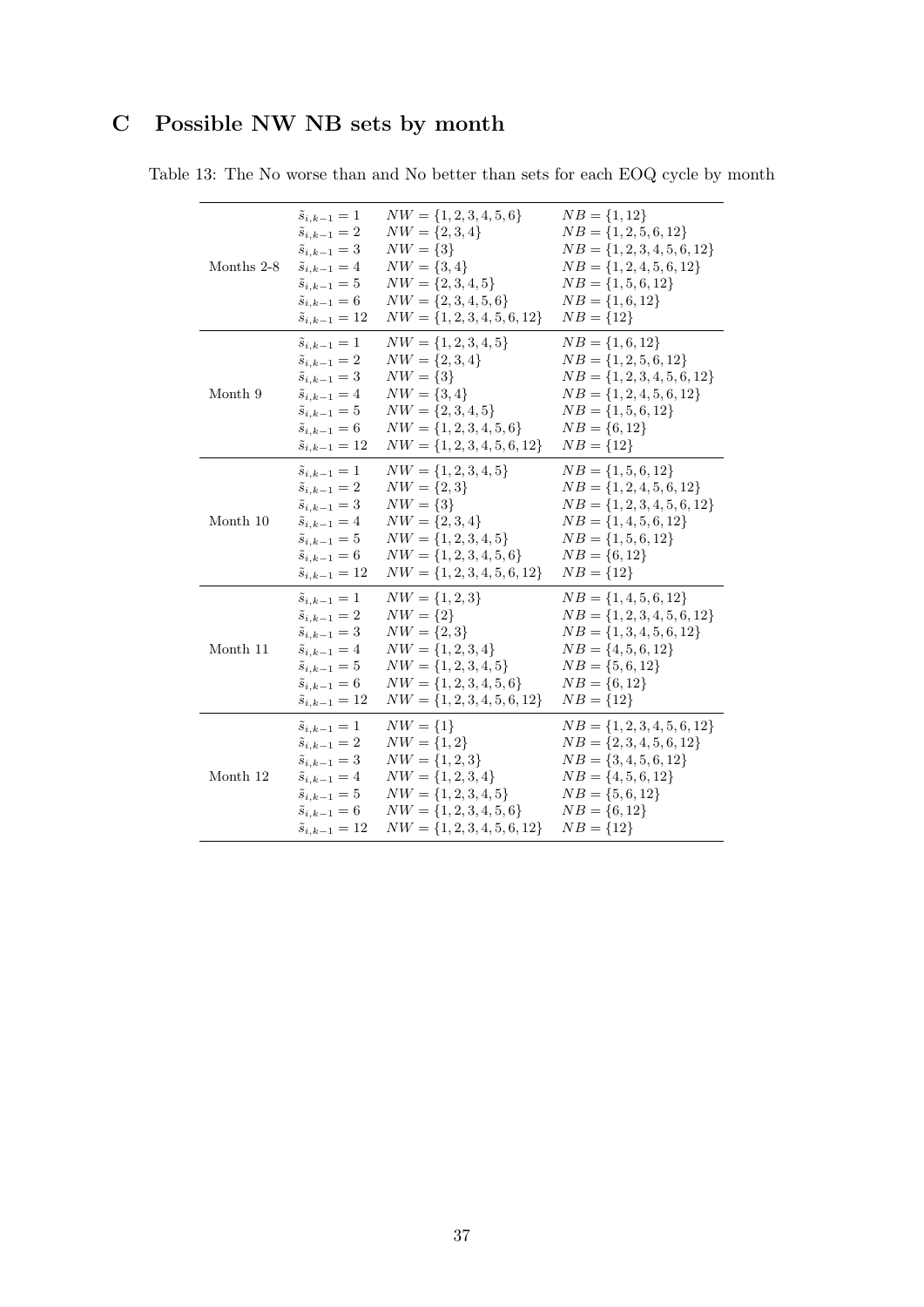# C Possible NW NB sets by month

Table 13: The No worse than and No better than sets for each EOQ cycle by month

| | | | |
|---|---|---|---|
| Months 2-8 | $\tilde{s}_{i,k-1} = 1$ | $NW = \{1, 2, 3, 4, 5, 6\}$ | $NB = \{1, 12\}$ |
| | $\tilde{s}_{i,k-1} = 2$ | $NW = \{2, 3, 4\}$ | $NB = \{1, 2, 5, 6, 12\}$ |
| | $\tilde{s}_{i,k-1} = 3$ | $NW = \{3\}$ | $NB = \{1, 2, 3, 4, 5, 6, 12\}$ |
| | $\tilde{s}_{i,k-1} = 4$ | $NW = \{3, 4\}$ | $NB = \{1, 2, 4, 5, 6, 12\}$ |
| | $\tilde{s}_{i,k-1} = 5$ | $NW = \{2, 3, 4, 5\}$ | $NB = \{1, 5, 6, 12\}$ |
| | $\tilde{s}_{i,k-1} = 6$ | $NW = \{2, 3, 4, 5, 6\}$ | $NB = \{1, 6, 12\}$ |
| | $\tilde{s}_{i,k-1} = 12$ | $NW = \{1, 2, 3, 4, 5, 6, 12\}$ | $NB = \{12\}$ |
| Month 9 | $\tilde{s}_{i,k-1} = 1$ | $NW = \{1, 2, 3, 4, 5\}$ | $NB = \{1, 6, 12\}$ |
| | $\tilde{s}_{i,k-1} = 2$ | $NW = \{2, 3, 4\}$ | $NB = \{1, 2, 5, 6, 12\}$ |
| | $\tilde{s}_{i,k-1} = 3$ | $NW = \{3\}$ | $NB = \{1, 2, 3, 4, 5, 6, 12\}$ |
| | $\tilde{s}_{i,k-1} = 4$ | $NW = \{3, 4\}$ | $NB = \{1, 2, 4, 5, 6, 12\}$ |
| | $\tilde{s}_{i,k-1} = 5$ | $NW = \{2, 3, 4, 5\}$ | $NB = \{1, 5, 6, 12\}$ |
| | $\tilde{s}_{i,k-1} = 6$ | $NW = \{1, 2, 3, 4, 5, 6\}$ | $NB = \{6, 12\}$ |
| | $\tilde{s}_{i,k-1} = 12$ | $NW = \{1, 2, 3, 4, 5, 6, 12\}$ | $NB = \{12\}$ |
| Month 10 | $\tilde{s}_{i,k-1} = 1$ | $NW = \{1, 2, 3, 4, 5\}$ | $NB = \{1, 5, 6, 12\}$ |
| | $\tilde{s}_{i,k-1} = 2$ | $NW = \{2, 3\}$ | $NB = \{1, 2, 4, 5, 6, 12\}$ |
| | $\tilde{s}_{i,k-1} = 3$ | $NW = \{3\}$ | $NB = \{1, 2, 3, 4, 5, 6, 12\}$ |
| | $\tilde{s}_{i,k-1} = 4$ | $NW = \{2, 3, 4\}$ | $NB = \{1, 4, 5, 6, 12\}$ |
| | $\tilde{s}_{i,k-1} = 5$ | $NW = \{1, 2, 3, 4, 5\}$ | $NB = \{1, 5, 6, 12\}$ |
| | $\tilde{s}_{i,k-1} = 6$ | $NW = \{1, 2, 3, 4, 5, 6\}$ | $NB = \{6, 12\}$ |
| | $\tilde{s}_{i,k-1} = 12$ | $NW = \{1, 2, 3, 4, 5, 6, 12\}$ | $NB = \{12\}$ |
| Month 11 | $\tilde{s}_{i,k-1} = 1$ | $NW = \{1, 2, 3\}$ | $NB = \{1, 4, 5, 6, 12\}$ |
| | $\tilde{s}_{i,k-1} = 2$ | $NW = \{2\}$ | $NB = \{1, 2, 3, 4, 5, 6, 12\}$ |
| | $\tilde{s}_{i,k-1} = 3$ | $NW = \{2, 3\}$ | $NB = \{1, 3, 4, 5, 6, 12\}$ |
| | $\tilde{s}_{i,k-1} = 4$ | $NW = \{1, 2, 3, 4\}$ | $NB = \{4, 5, 6, 12\}$ |
| | $\tilde{s}_{i,k-1} = 5$ | $NW = \{1, 2, 3, 4, 5\}$ | $NB = \{5, 6, 12\}$ |
| | $\tilde{s}_{i,k-1} = 6$ | $NW = \{1, 2, 3, 4, 5, 6\}$ | $NB = \{6, 12\}$ |
| | $\tilde{s}_{i,k-1} = 12$ | $NW = \{1, 2, 3, 4, 5, 6, 12\}$ | $NB = \{12\}$ |
| Month 12 | $\tilde{s}_{i,k-1} = 1$ | $NW = \{1\}$ | $NB = \{1, 2, 3, 4, 5, 6, 12\}$ |
| | $\tilde{s}_{i,k-1} = 2$ | $NW = \{1, 2\}$ | $NB = \{2, 3, 4, 5, 6, 12\}$ |
| | $\tilde{s}_{i,k-1} = 3$ | $NW = \{1, 2, 3\}$ | $NB = \{3, 4, 5, 6, 12\}$ |
| | $\tilde{s}_{i,k-1} = 4$ | $NW = \{1, 2, 3, 4\}$ | $NB = \{4, 5, 6, 12\}$ |
| | $\tilde{s}_{i,k-1} = 5$ | $NW = \{1, 2, 3, 4, 5\}$ | $NB = \{5, 6, 12\}$ |
| | $\tilde{s}_{i,k-1} = 6$ | $NW = \{1, 2, 3, 4, 5, 6\}$ | $NB = \{6, 12\}$ |
| | $\tilde{s}_{i,k-1} = 12$ | $NW = \{1, 2, 3, 4, 5, 6, 12\}$ | $NB = \{12\}$ |